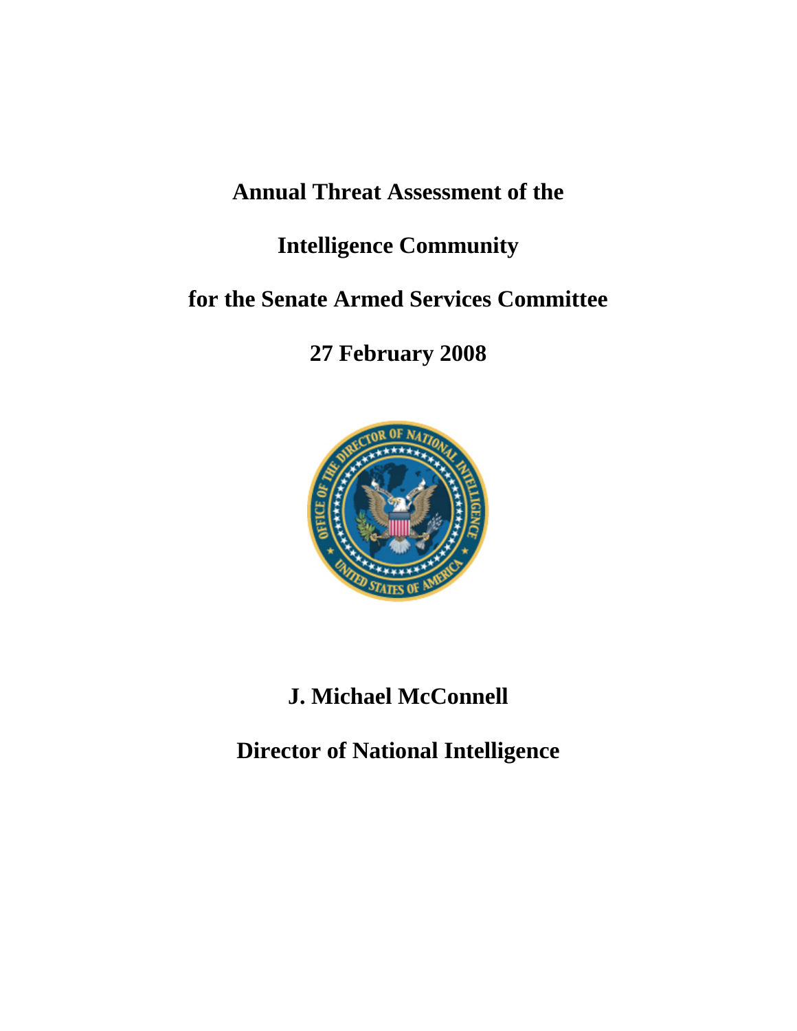# Annual Threat Assessment of the

# Intelligence Community

# for the Senate Armed Services Committee

# 27 February 2008

**J. Michael McConnell**

**Director of National Intelligence**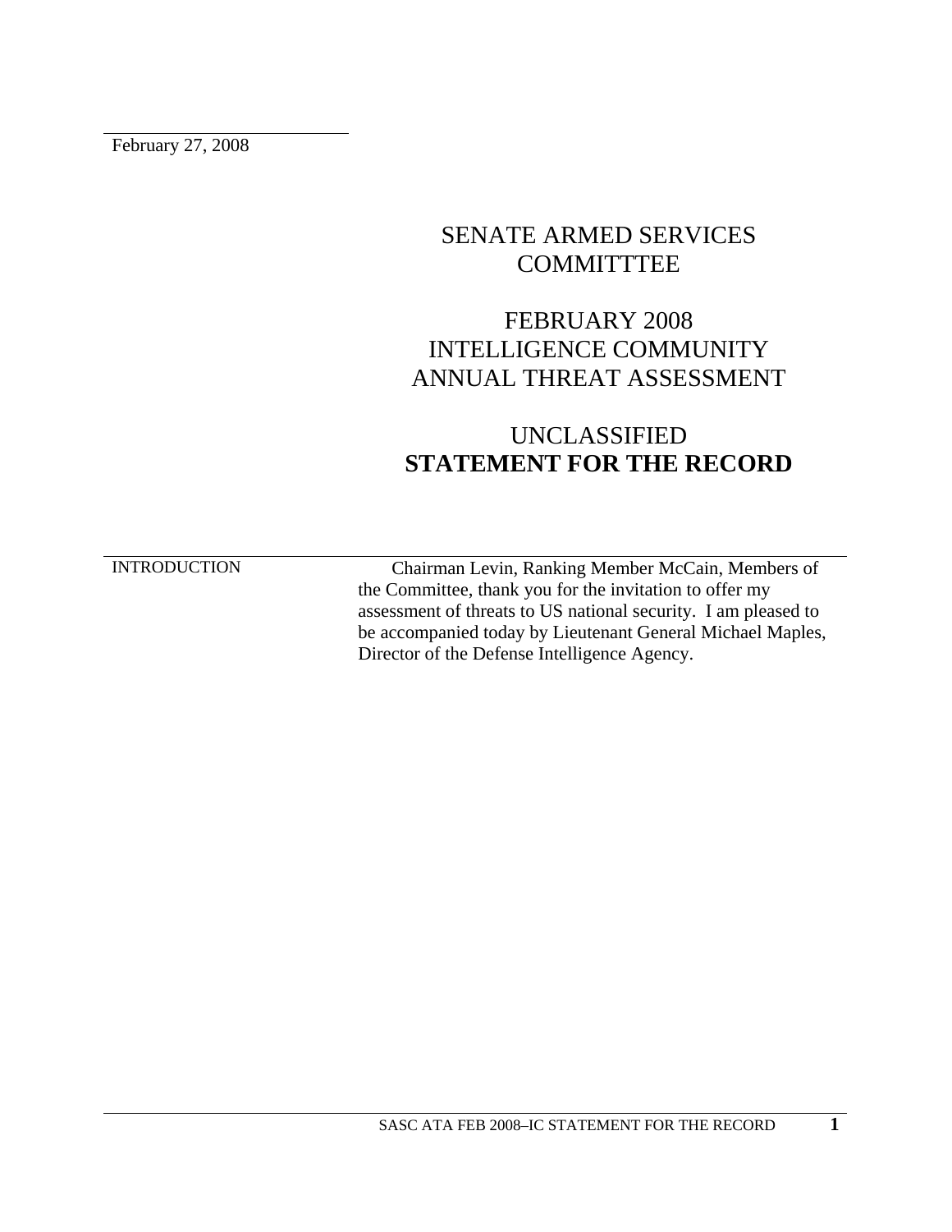February 27, 2008

# SENATE ARMED SERVICES COMMITTTEE

# FEBRUARY 2008 INTELLIGENCE COMMUNITY ANNUAL THREAT ASSESSMENT

# UNCLASSIFIED **STATEMENT FOR THE RECORD**

INTRODUCTION

Chairman Levin, Ranking Member McCain, Members of the Committee, thank you for the invitation to offer my assessment of threats to US national security. I am pleased to be accompanied today by Lieutenant General Michael Maples, Director of the Defense Intelligence Agency.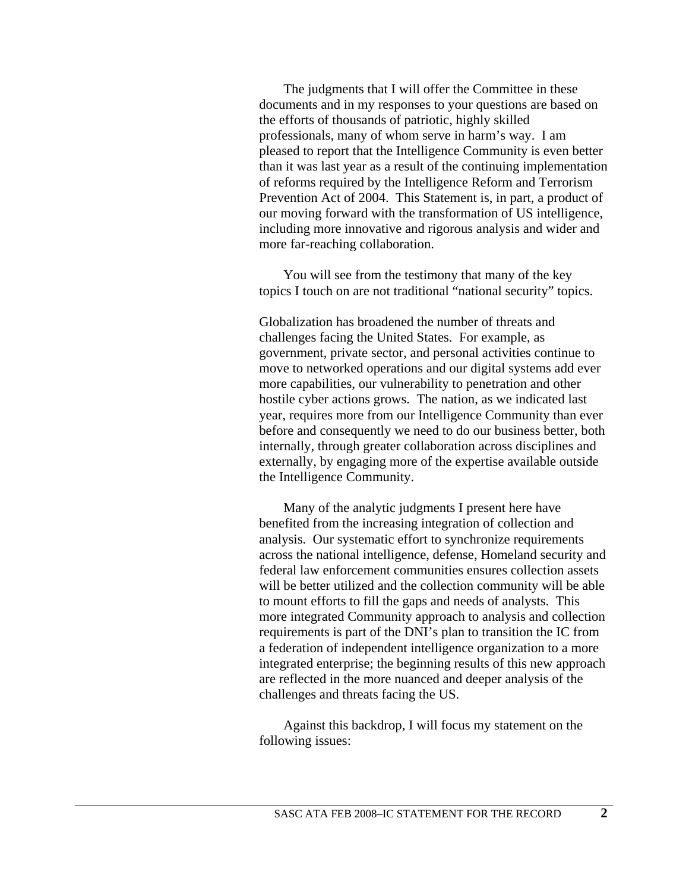The judgments that I will offer the Committee in these documents and in my responses to your questions are based on the efforts of thousands of patriotic, highly skilled professionals, many of whom serve in harm's way. I am pleased to report that the Intelligence Community is even better than it was last year as a result of the continuing implementation of reforms required by the Intelligence Reform and Terrorism Prevention Act of 2004. This Statement is, in part, a product of our moving forward with the transformation of US intelligence, including more innovative and rigorous analysis and wider and more far-reaching collaboration.

You will see from the testimony that many of the key topics I touch on are not traditional "national security" topics.

Globalization has broadened the number of threats and challenges facing the United States. For example, as government, private sector, and personal activities continue to move to networked operations and our digital systems add ever more capabilities, our vulnerability to penetration and other hostile cyber actions grows. The nation, as we indicated last year, requires more from our Intelligence Community than ever before and consequently we need to do our business better, both internally, through greater collaboration across disciplines and externally, by engaging more of the expertise available outside the Intelligence Community.

Many of the analytic judgments I present here have benefited from the increasing integration of collection and analysis. Our systematic effort to synchronize requirements across the national intelligence, defense, Homeland security and federal law enforcement communities ensures collection assets will be better utilized and the collection community will be able to mount efforts to fill the gaps and needs of analysts. This more integrated Community approach to analysis and collection requirements is part of the DNI's plan to transition the IC from a federation of independent intelligence organization to a more integrated enterprise; the beginning results of this new approach are reflected in the more nuanced and deeper analysis of the challenges and threats facing the US.

Against this backdrop, I will focus my statement on the following issues: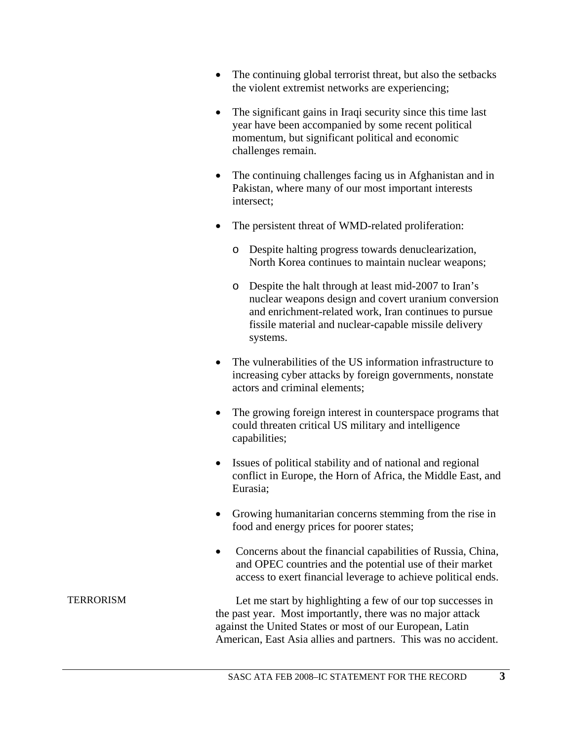- The continuing global terrorist threat, but also the setbacks the violent extremist networks are experiencing;
- The significant gains in Iraqi security since this time last year have been accompanied by some recent political momentum, but significant political and economic challenges remain.
- The continuing challenges facing us in Afghanistan and in Pakistan, where many of our most important interests intersect;
- The persistent threat of WMD-related proliferation:
  - Despite halting progress towards denuclearization, North Korea continues to maintain nuclear weapons;
  - Despite the halt through at least mid-2007 to Iran's nuclear weapons design and covert uranium conversion and enrichment-related work, Iran continues to pursue fissile material and nuclear-capable missile delivery systems.
- The vulnerabilities of the US information infrastructure to increasing cyber attacks by foreign governments, nonstate actors and criminal elements;
- The growing foreign interest in counterspace programs that could threaten critical US military and intelligence capabilities;
- Issues of political stability and of national and regional conflict in Europe, the Horn of Africa, the Middle East, and Eurasia;
- Growing humanitarian concerns stemming from the rise in food and energy prices for poorer states;
- Concerns about the financial capabilities of Russia, China, and OPEC countries and the potential use of their market access to exert financial leverage to achieve political ends.

## TERRORISM

Let me start by highlighting a few of our top successes in the past year. Most importantly, there was no major attack against the United States or most of our European, Latin American, East Asia allies and partners. This was no accident.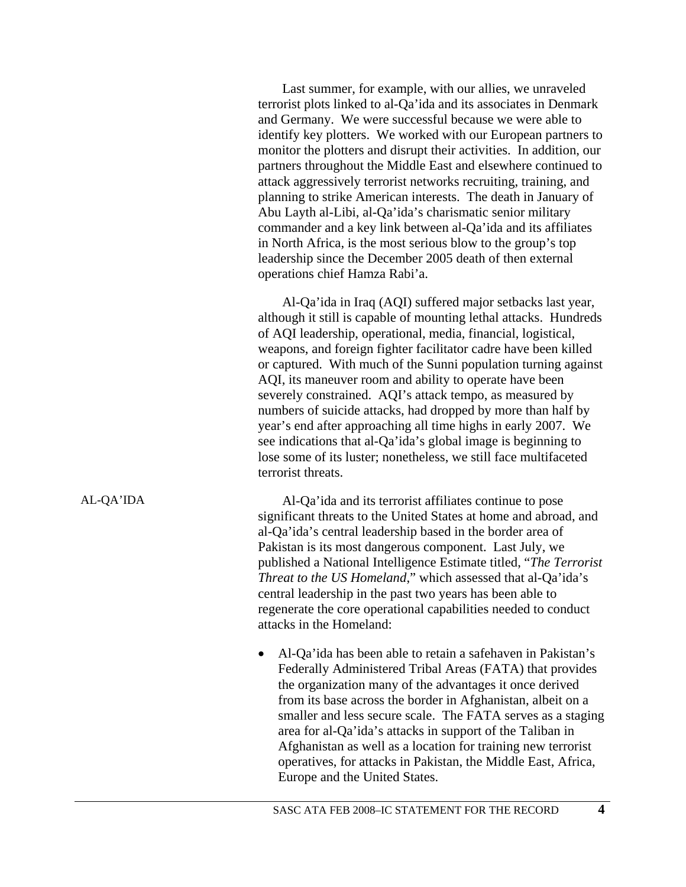Last summer, for example, with our allies, we unraveled terrorist plots linked to al-Qa'ida and its associates in Denmark and Germany. We were successful because we were able to identify key plotters. We worked with our European partners to monitor the plotters and disrupt their activities. In addition, our partners throughout the Middle East and elsewhere continued to attack aggressively terrorist networks recruiting, training, and planning to strike American interests. The death in January of Abu Layth al-Libi, al-Qa'ida's charismatic senior military commander and a key link between al-Qa'ida and its affiliates in North Africa, is the most serious blow to the group's top leadership since the December 2005 death of then external operations chief Hamza Rabi'a.

Al-Qa'ida in Iraq (AQI) suffered major setbacks last year, although it still is capable of mounting lethal attacks. Hundreds of AQI leadership, operational, media, financial, logistical, weapons, and foreign fighter facilitator cadre have been killed or captured. With much of the Sunni population turning against AQI, its maneuver room and ability to operate have been severely constrained. AQI's attack tempo, as measured by numbers of suicide attacks, had dropped by more than half by year's end after approaching all time highs in early 2007. We see indications that al-Qa'ida's global image is beginning to lose some of its luster; nonetheless, we still face multifaceted terrorist threats.

## AL-QA'IDA

Al-Qa'ida and its terrorist affiliates continue to pose significant threats to the United States at home and abroad, and al-Qa'ida's central leadership based in the border area of Pakistan is its most dangerous component. Last July, we published a National Intelligence Estimate titled, "*The Terrorist Threat to the US Homeland*," which assessed that al-Qa'ida's central leadership in the past two years has been able to regenerate the core operational capabilities needed to conduct attacks in the Homeland:

- Al-Qa'ida has been able to retain a safehaven in Pakistan's Federally Administered Tribal Areas (FATA) that provides the organization many of the advantages it once derived from its base across the border in Afghanistan, albeit on a smaller and less secure scale. The FATA serves as a staging area for al-Qa'ida's attacks in support of the Taliban in Afghanistan as well as a location for training new terrorist operatives, for attacks in Pakistan, the Middle East, Africa, Europe and the United States.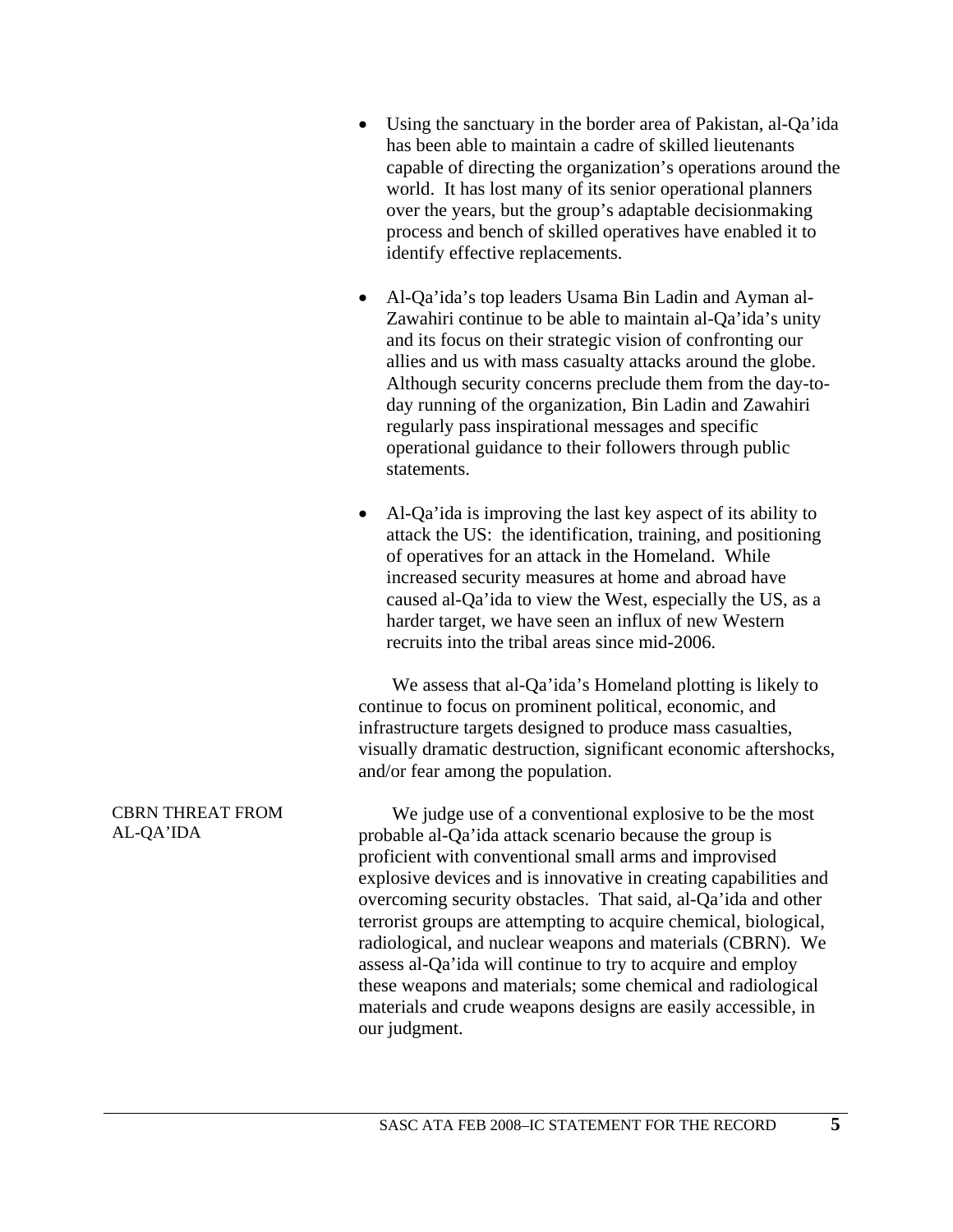- Using the sanctuary in the border area of Pakistan, al-Qa'ida has been able to maintain a cadre of skilled lieutenants capable of directing the organization's operations around the world. It has lost many of its senior operational planners over the years, but the group's adaptable decisionmaking process and bench of skilled operatives have enabled it to identify effective replacements.

- Al-Qa'ida's top leaders Usama Bin Ladin and Ayman al-Zawahiri continue to be able to maintain al-Qa'ida's unity and its focus on their strategic vision of confronting our allies and us with mass casualty attacks around the globe. Although security concerns preclude them from the day-to-day running of the organization, Bin Ladin and Zawahiri regularly pass inspirational messages and specific operational guidance to their followers through public statements.

- Al-Qa'ida is improving the last key aspect of its ability to attack the US: the identification, training, and positioning of operatives for an attack in the Homeland. While increased security measures at home and abroad have caused al-Qa'ida to view the West, especially the US, as a harder target, we have seen an influx of new Western recruits into the tribal areas since mid-2006.

We assess that al-Qa'ida's Homeland plotting is likely to continue to focus on prominent political, economic, and infrastructure targets designed to produce mass casualties, visually dramatic destruction, significant economic aftershocks, and/or fear among the population.

## CBRN THREAT FROM AL-QA'IDA

We judge use of a conventional explosive to be the most probable al-Qa'ida attack scenario because the group is proficient with conventional small arms and improvised explosive devices and is innovative in creating capabilities and overcoming security obstacles. That said, al-Qa'ida and other terrorist groups are attempting to acquire chemical, biological, radiological, and nuclear weapons and materials (CBRN). We assess al-Qa'ida will continue to try to acquire and employ these weapons and materials; some chemical and radiological materials and crude weapons designs are easily accessible, in our judgment.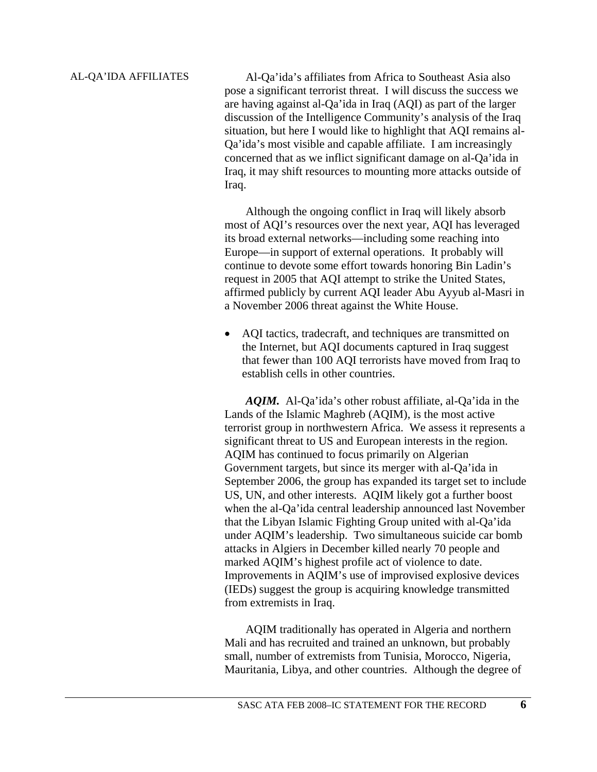## AL-QA'IDA AFFILIATES

Al-Qa'ida's affiliates from Africa to Southeast Asia also pose a significant terrorist threat. I will discuss the success we are having against al-Qa'ida in Iraq (AQI) as part of the larger discussion of the Intelligence Community's analysis of the Iraq situation, but here I would like to highlight that AQI remains al-Qa'ida's most visible and capable affiliate. I am increasingly concerned that as we inflict significant damage on al-Qa'ida in Iraq, it may shift resources to mounting more attacks outside of Iraq.

Although the ongoing conflict in Iraq will likely absorb most of AQI's resources over the next year, AQI has leveraged its broad external networks—including some reaching into Europe—in support of external operations. It probably will continue to devote some effort towards honoring Bin Ladin's request in 2005 that AQI attempt to strike the United States, affirmed publicly by current AQI leader Abu Ayyub al-Masri in a November 2006 threat against the White House.

- AQI tactics, tradecraft, and techniques are transmitted on the Internet, but AQI documents captured in Iraq suggest that fewer than 100 AQI terrorists have moved from Iraq to establish cells in other countries.

***AQIM.*** Al-Qa'ida's other robust affiliate, al-Qa'ida in the Lands of the Islamic Maghreb (AQIM), is the most active terrorist group in northwestern Africa. We assess it represents a significant threat to US and European interests in the region. AQIM has continued to focus primarily on Algerian Government targets, but since its merger with al-Qa'ida in September 2006, the group has expanded its target set to include US, UN, and other interests. AQIM likely got a further boost when the al-Qa'ida central leadership announced last November that the Libyan Islamic Fighting Group united with al-Qa'ida under AQIM's leadership. Two simultaneous suicide car bomb attacks in Algiers in December killed nearly 70 people and marked AQIM's highest profile act of violence to date. Improvements in AQIM's use of improvised explosive devices (IEDs) suggest the group is acquiring knowledge transmitted from extremists in Iraq.

AQIM traditionally has operated in Algeria and northern Mali and has recruited and trained an unknown, but probably small, number of extremists from Tunisia, Morocco, Nigeria, Mauritania, Libya, and other countries. Although the degree of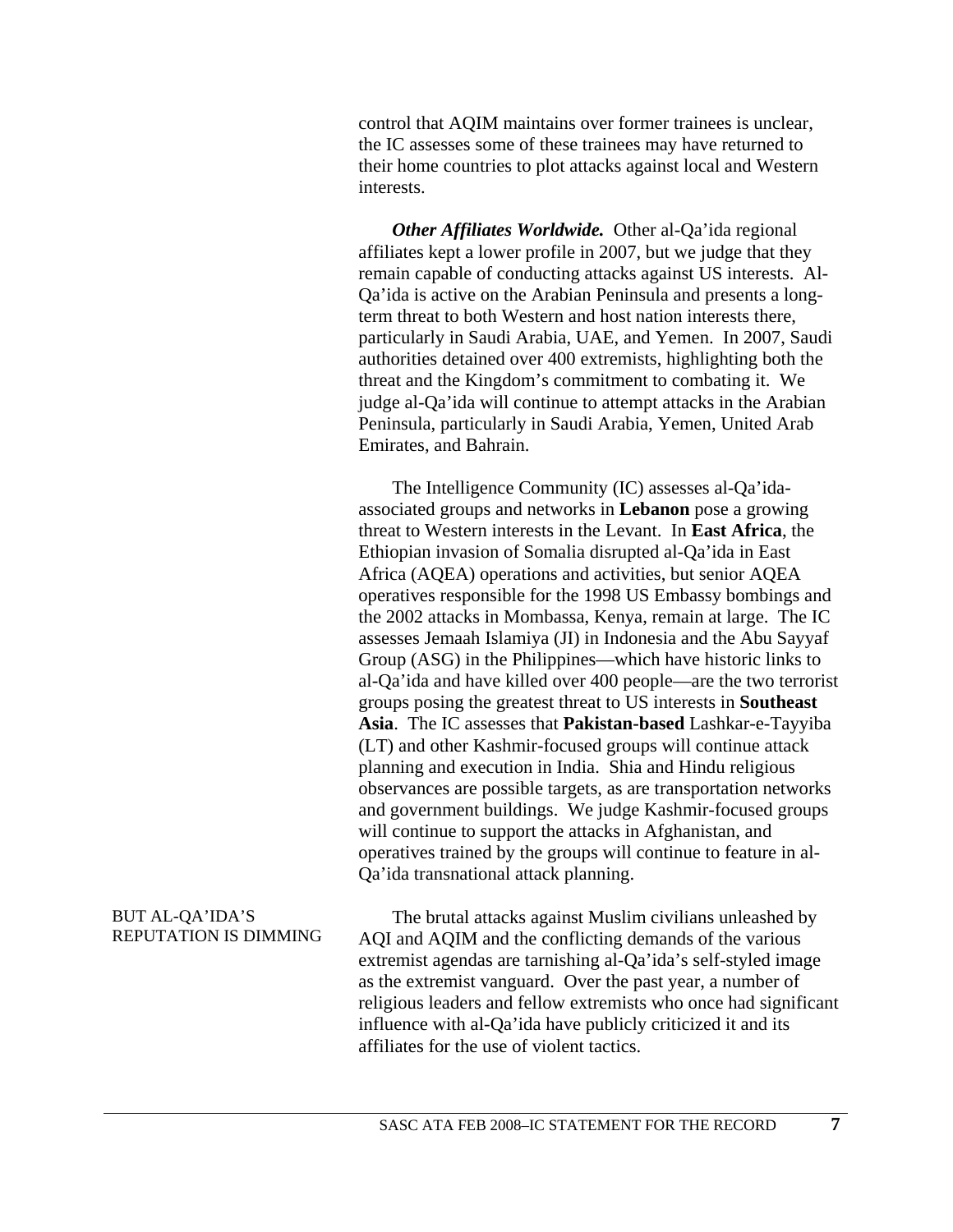control that AQIM maintains over former trainees is unclear, the IC assesses some of these trainees may have returned to their home countries to plot attacks against local and Western interests.

***Other Affiliates Worldwide.*** Other al-Qa'ida regional affiliates kept a lower profile in 2007, but we judge that they remain capable of conducting attacks against US interests. Al-Qa'ida is active on the Arabian Peninsula and presents a long-term threat to both Western and host nation interests there, particularly in Saudi Arabia, UAE, and Yemen. In 2007, Saudi authorities detained over 400 extremists, highlighting both the threat and the Kingdom's commitment to combating it. We judge al-Qa'ida will continue to attempt attacks in the Arabian Peninsula, particularly in Saudi Arabia, Yemen, United Arab Emirates, and Bahrain.

The Intelligence Community (IC) assesses al-Qa'ida-associated groups and networks in **Lebanon** pose a growing threat to Western interests in the Levant. In **East Africa**, the Ethiopian invasion of Somalia disrupted al-Qa'ida in East Africa (AQEA) operations and activities, but senior AQEA operatives responsible for the 1998 US Embassy bombings and the 2002 attacks in Mombassa, Kenya, remain at large. The IC assesses Jemaah Islamiya (JI) in Indonesia and the Abu Sayyaf Group (ASG) in the Philippines—which have historic links to al-Qa'ida and have killed over 400 people—are the two terrorist groups posing the greatest threat to US interests in **Southeast Asia**. The IC assesses that **Pakistan-based** Lashkar-e-Tayyiba (LT) and other Kashmir-focused groups will continue attack planning and execution in India. Shia and Hindu religious observances are possible targets, as are transportation networks and government buildings. We judge Kashmir-focused groups will continue to support the attacks in Afghanistan, and operatives trained by the groups will continue to feature in al-Qa'ida transnational attack planning.

BUT AL-QA'IDA'S REPUTATION IS DIMMING

The brutal attacks against Muslim civilians unleashed by AQI and AQIM and the conflicting demands of the various extremist agendas are tarnishing al-Qa'ida's self-styled image as the extremist vanguard. Over the past year, a number of religious leaders and fellow extremists who once had significant influence with al-Qa'ida have publicly criticized it and its affiliates for the use of violent tactics.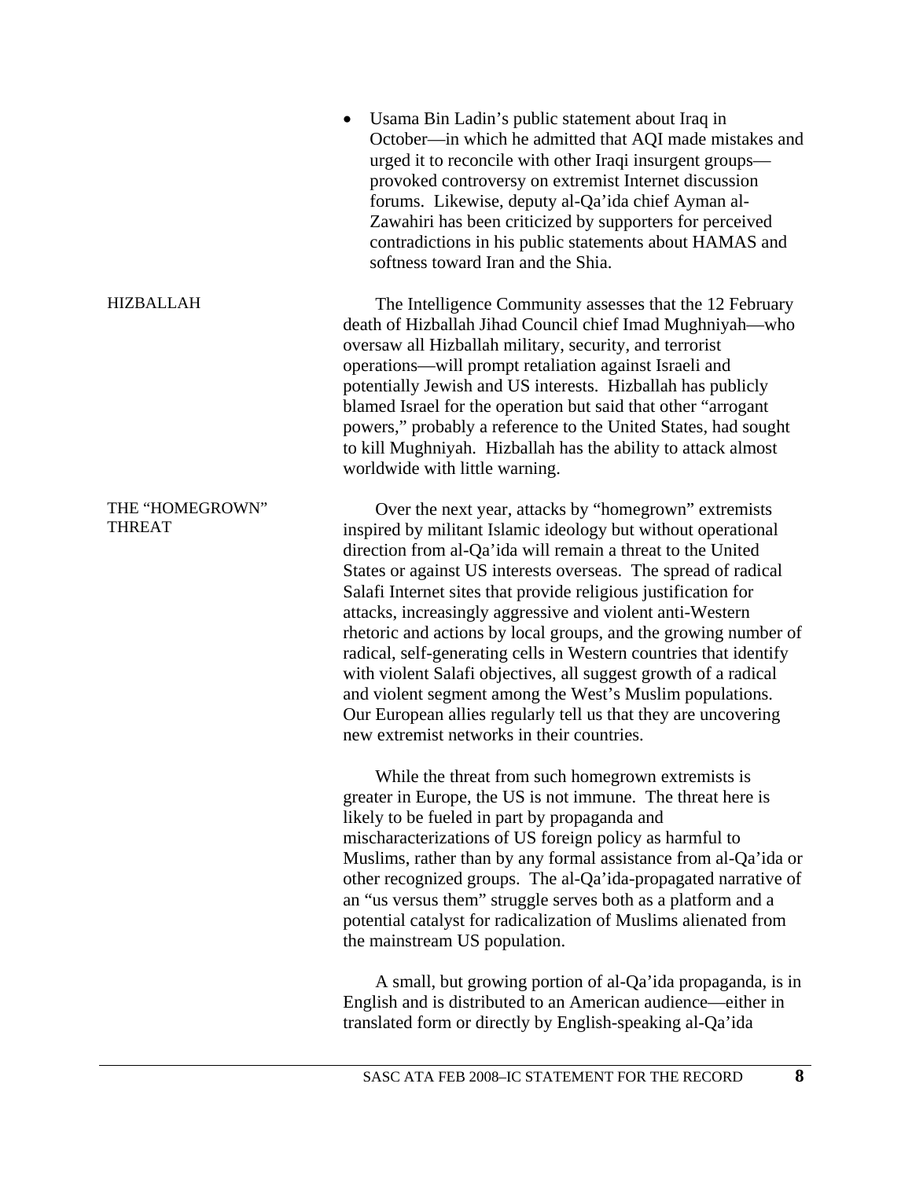- Usama Bin Ladin's public statement about Iraq in October—in which he admitted that AQI made mistakes and urged it to reconcile with other Iraqi insurgent groups—provoked controversy on extremist Internet discussion forums. Likewise, deputy al-Qa'ida chief Ayman al-Zawahiri has been criticized by supporters for perceived contradictions in his public statements about HAMAS and softness toward Iran and the Shia.

## HIZBALLAH

The Intelligence Community assesses that the 12 February death of Hizballah Jihad Council chief Imad Mughniyah—who oversaw all Hizballah military, security, and terrorist operations—will prompt retaliation against Israeli and potentially Jewish and US interests. Hizballah has publicly blamed Israel for the operation but said that other "arrogant powers," probably a reference to the United States, had sought to kill Mughniyah. Hizballah has the ability to attack almost worldwide with little warning.

## THE "HOMEGROWN" THREAT

Over the next year, attacks by "homegrown" extremists inspired by militant Islamic ideology but without operational direction from al-Qa'ida will remain a threat to the United States or against US interests overseas. The spread of radical Salafi Internet sites that provide religious justification for attacks, increasingly aggressive and violent anti-Western rhetoric and actions by local groups, and the growing number of radical, self-generating cells in Western countries that identify with violent Salafi objectives, all suggest growth of a radical and violent segment among the West's Muslim populations. Our European allies regularly tell us that they are uncovering new extremist networks in their countries.

While the threat from such homegrown extremists is greater in Europe, the US is not immune. The threat here is likely to be fueled in part by propaganda and mischaracterizations of US foreign policy as harmful to Muslims, rather than by any formal assistance from al-Qa'ida or other recognized groups. The al-Qa'ida-propagated narrative of an "us versus them" struggle serves both as a platform and a potential catalyst for radicalization of Muslims alienated from the mainstream US population.

A small, but growing portion of al-Qa'ida propaganda, is in English and is distributed to an American audience—either in translated form or directly by English-speaking al-Qa'ida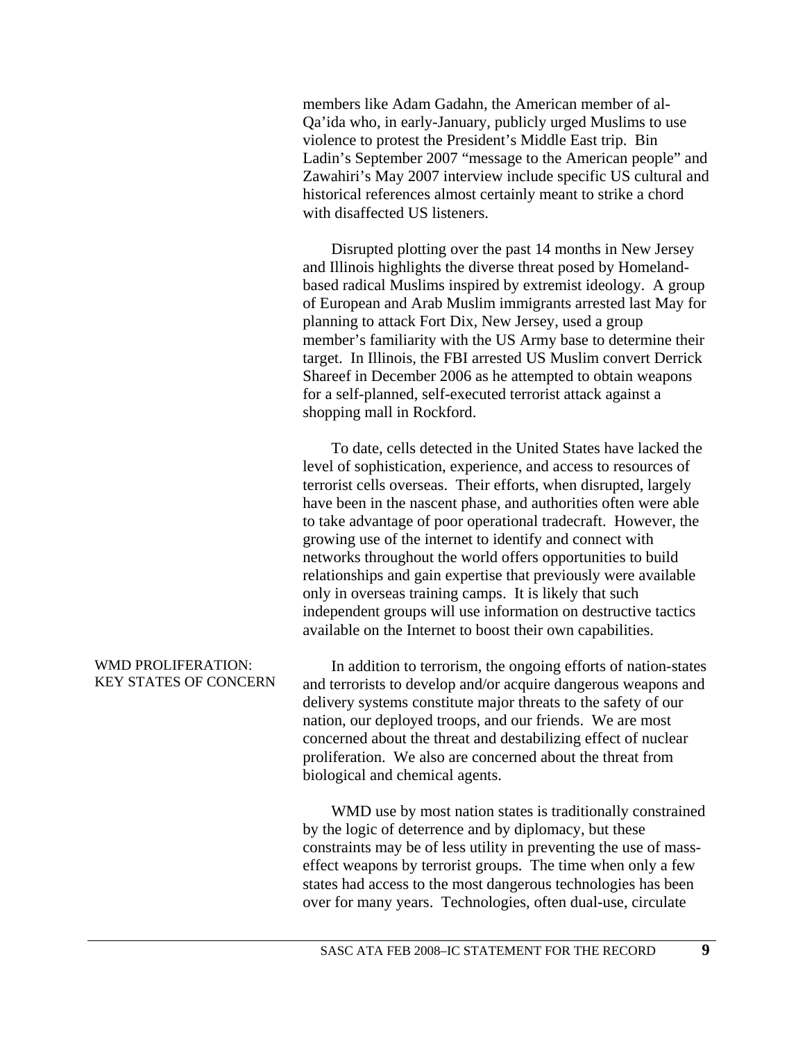members like Adam Gadahn, the American member of al-Qa'ida who, in early-January, publicly urged Muslims to use violence to protest the President's Middle East trip. Bin Ladin's September 2007 "message to the American people" and Zawahiri's May 2007 interview include specific US cultural and historical references almost certainly meant to strike a chord with disaffected US listeners.

Disrupted plotting over the past 14 months in New Jersey and Illinois highlights the diverse threat posed by Homeland-based radical Muslims inspired by extremist ideology. A group of European and Arab Muslim immigrants arrested last May for planning to attack Fort Dix, New Jersey, used a group member's familiarity with the US Army base to determine their target. In Illinois, the FBI arrested US Muslim convert Derrick Shareef in December 2006 as he attempted to obtain weapons for a self-planned, self-executed terrorist attack against a shopping mall in Rockford.

To date, cells detected in the United States have lacked the level of sophistication, experience, and access to resources of terrorist cells overseas. Their efforts, when disrupted, largely have been in the nascent phase, and authorities often were able to take advantage of poor operational tradecraft. However, the growing use of the internet to identify and connect with networks throughout the world offers opportunities to build relationships and gain expertise that previously were available only in overseas training camps. It is likely that such independent groups will use information on destructive tactics available on the Internet to boost their own capabilities.

## WMD PROLIFERATION: KEY STATES OF CONCERN

In addition to terrorism, the ongoing efforts of nation-states and terrorists to develop and/or acquire dangerous weapons and delivery systems constitute major threats to the safety of our nation, our deployed troops, and our friends. We are most concerned about the threat and destabilizing effect of nuclear proliferation. We also are concerned about the threat from biological and chemical agents.

WMD use by most nation states is traditionally constrained by the logic of deterrence and by diplomacy, but these constraints may be of less utility in preventing the use of mass-effect weapons by terrorist groups. The time when only a few states had access to the most dangerous technologies has been over for many years. Technologies, often dual-use, circulate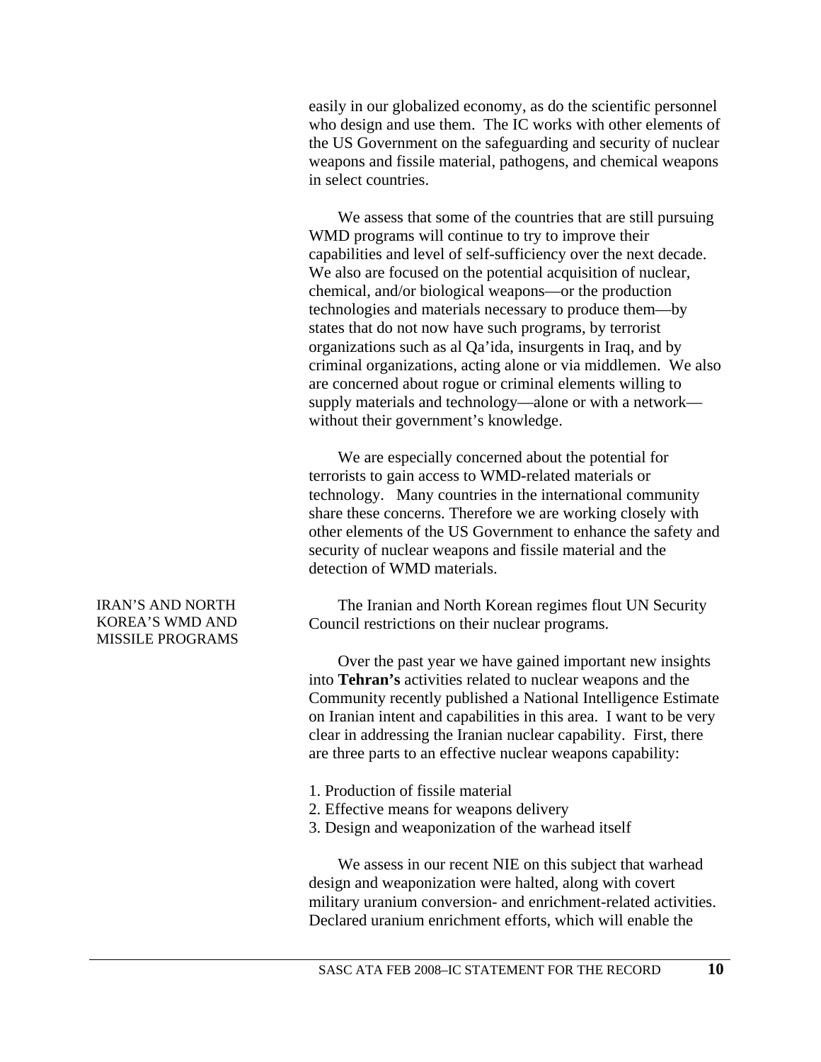easily in our globalized economy, as do the scientific personnel who design and use them. The IC works with other elements of the US Government on the safeguarding and security of nuclear weapons and fissile material, pathogens, and chemical weapons in select countries.

We assess that some of the countries that are still pursuing WMD programs will continue to try to improve their capabilities and level of self-sufficiency over the next decade. We also are focused on the potential acquisition of nuclear, chemical, and/or biological weapons—or the production technologies and materials necessary to produce them—by states that do not now have such programs, by terrorist organizations such as al Qa'ida, insurgents in Iraq, and by criminal organizations, acting alone or via middlemen. We also are concerned about rogue or criminal elements willing to supply materials and technology—alone or with a network—without their government's knowledge.

We are especially concerned about the potential for terrorists to gain access to WMD-related materials or technology. Many countries in the international community share these concerns. Therefore we are working closely with other elements of the US Government to enhance the safety and security of nuclear weapons and fissile material and the detection of WMD materials.

## IRAN'S AND NORTH KOREA'S WMD AND MISSILE PROGRAMS

The Iranian and North Korean regimes flout UN Security Council restrictions on their nuclear programs.

Over the past year we have gained important new insights into **Tehran's** activities related to nuclear weapons and the Community recently published a National Intelligence Estimate on Iranian intent and capabilities in this area. I want to be very clear in addressing the Iranian nuclear capability. First, there are three parts to an effective nuclear weapons capability:

1. Production of fissile material
2. Effective means for weapons delivery
3. Design and weaponization of the warhead itself

We assess in our recent NIE on this subject that warhead design and weaponization were halted, along with covert military uranium conversion- and enrichment-related activities. Declared uranium enrichment efforts, which will enable the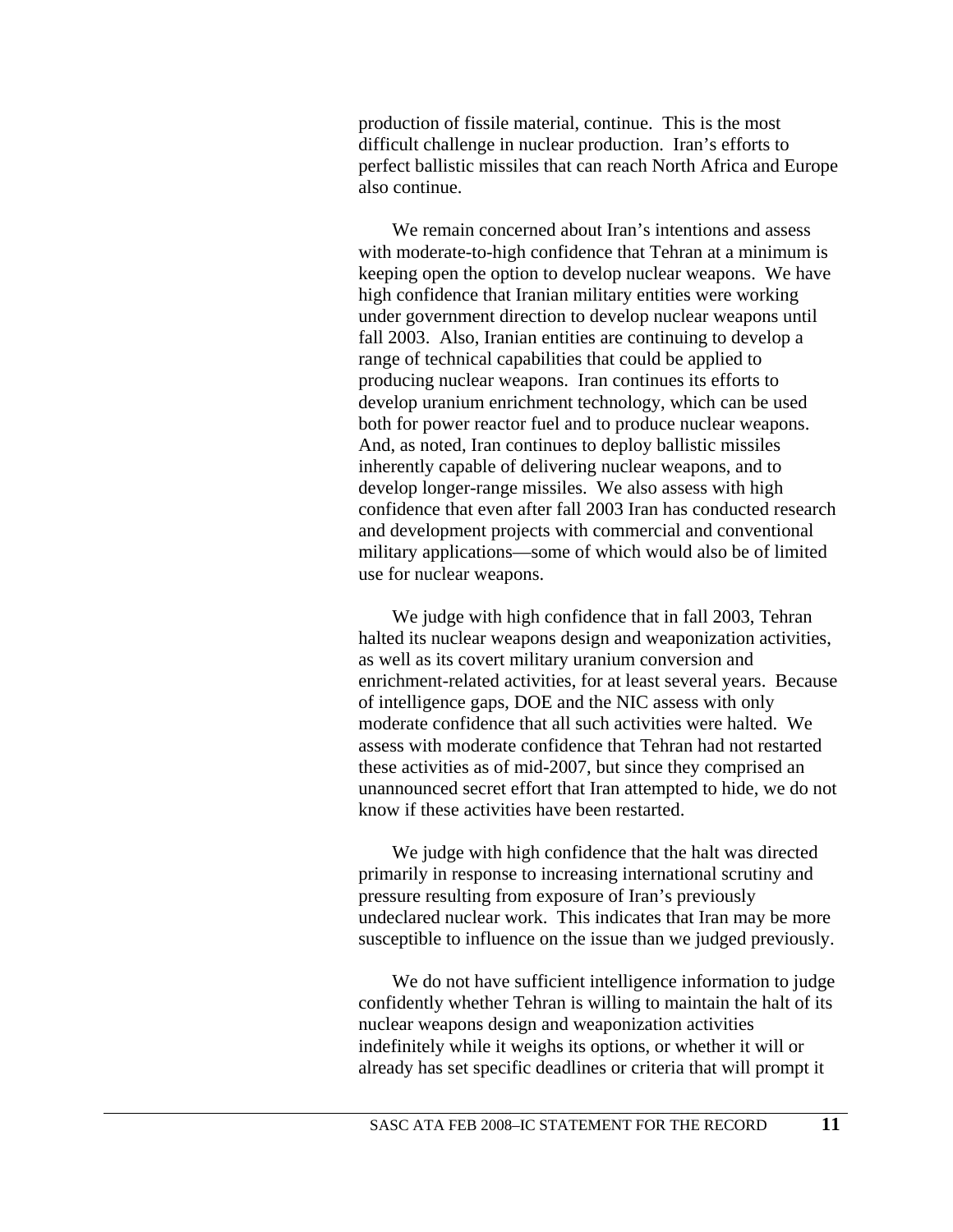production of fissile material, continue. This is the most difficult challenge in nuclear production. Iran's efforts to perfect ballistic missiles that can reach North Africa and Europe also continue.

We remain concerned about Iran's intentions and assess with moderate-to-high confidence that Tehran at a minimum is keeping open the option to develop nuclear weapons. We have high confidence that Iranian military entities were working under government direction to develop nuclear weapons until fall 2003. Also, Iranian entities are continuing to develop a range of technical capabilities that could be applied to producing nuclear weapons. Iran continues its efforts to develop uranium enrichment technology, which can be used both for power reactor fuel and to produce nuclear weapons. And, as noted, Iran continues to deploy ballistic missiles inherently capable of delivering nuclear weapons, and to develop longer-range missiles. We also assess with high confidence that even after fall 2003 Iran has conducted research and development projects with commercial and conventional military applications—some of which would also be of limited use for nuclear weapons.

We judge with high confidence that in fall 2003, Tehran halted its nuclear weapons design and weaponization activities, as well as its covert military uranium conversion and enrichment-related activities, for at least several years. Because of intelligence gaps, DOE and the NIC assess with only moderate confidence that all such activities were halted. We assess with moderate confidence that Tehran had not restarted these activities as of mid-2007, but since they comprised an unannounced secret effort that Iran attempted to hide, we do not know if these activities have been restarted.

We judge with high confidence that the halt was directed primarily in response to increasing international scrutiny and pressure resulting from exposure of Iran's previously undeclared nuclear work. This indicates that Iran may be more susceptible to influence on the issue than we judged previously.

We do not have sufficient intelligence information to judge confidently whether Tehran is willing to maintain the halt of its nuclear weapons design and weaponization activities indefinitely while it weighs its options, or whether it will or already has set specific deadlines or criteria that will prompt it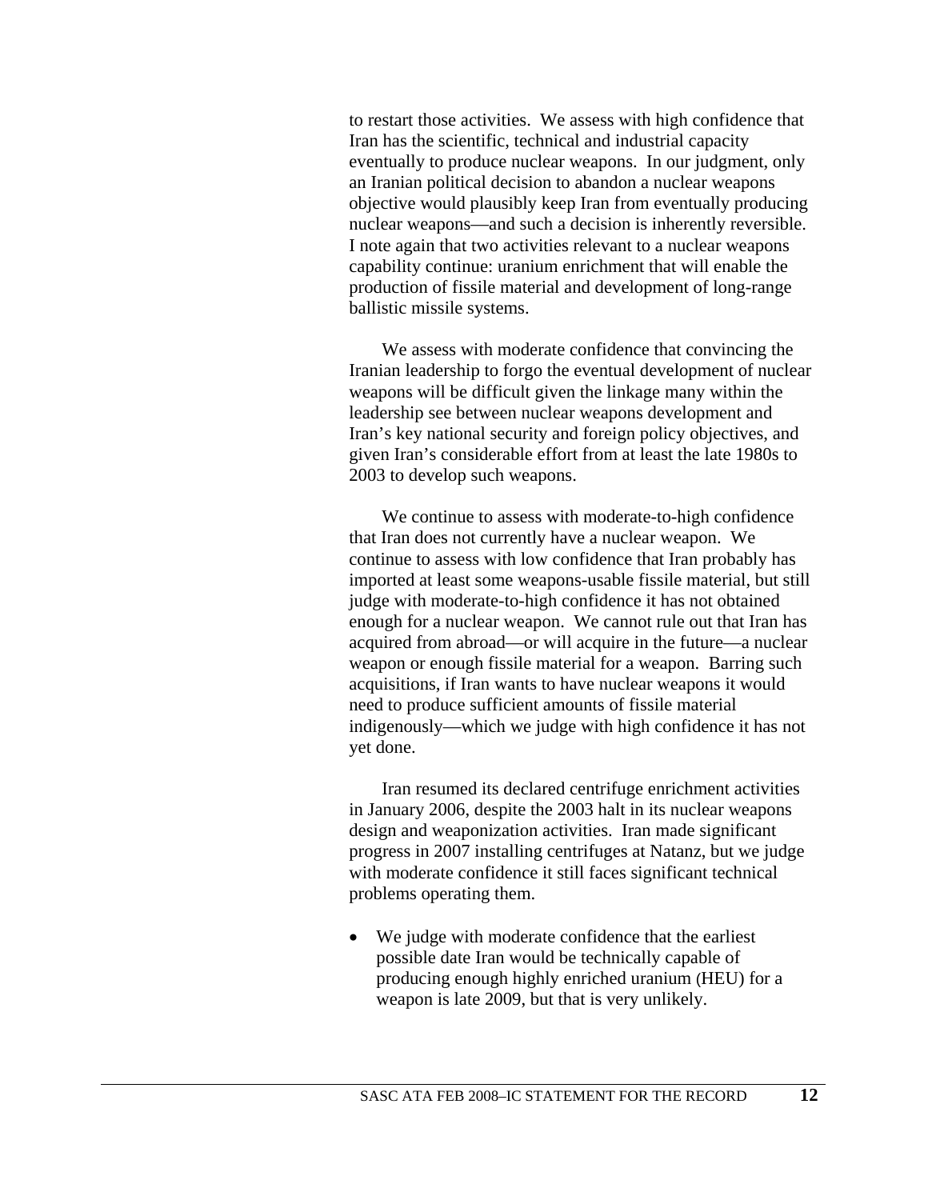to restart those activities. We assess with high confidence that Iran has the scientific, technical and industrial capacity eventually to produce nuclear weapons. In our judgment, only an Iranian political decision to abandon a nuclear weapons objective would plausibly keep Iran from eventually producing nuclear weapons—and such a decision is inherently reversible. I note again that two activities relevant to a nuclear weapons capability continue: uranium enrichment that will enable the production of fissile material and development of long-range ballistic missile systems.

We assess with moderate confidence that convincing the Iranian leadership to forgo the eventual development of nuclear weapons will be difficult given the linkage many within the leadership see between nuclear weapons development and Iran's key national security and foreign policy objectives, and given Iran's considerable effort from at least the late 1980s to 2003 to develop such weapons.

We continue to assess with moderate-to-high confidence that Iran does not currently have a nuclear weapon. We continue to assess with low confidence that Iran probably has imported at least some weapons-usable fissile material, but still judge with moderate-to-high confidence it has not obtained enough for a nuclear weapon. We cannot rule out that Iran has acquired from abroad—or will acquire in the future—a nuclear weapon or enough fissile material for a weapon. Barring such acquisitions, if Iran wants to have nuclear weapons it would need to produce sufficient amounts of fissile material indigenously—which we judge with high confidence it has not yet done.

Iran resumed its declared centrifuge enrichment activities in January 2006, despite the 2003 halt in its nuclear weapons design and weaponization activities. Iran made significant progress in 2007 installing centrifuges at Natanz, but we judge with moderate confidence it still faces significant technical problems operating them.

- We judge with moderate confidence that the earliest possible date Iran would be technically capable of producing enough highly enriched uranium (HEU) for a weapon is late 2009, but that is very unlikely.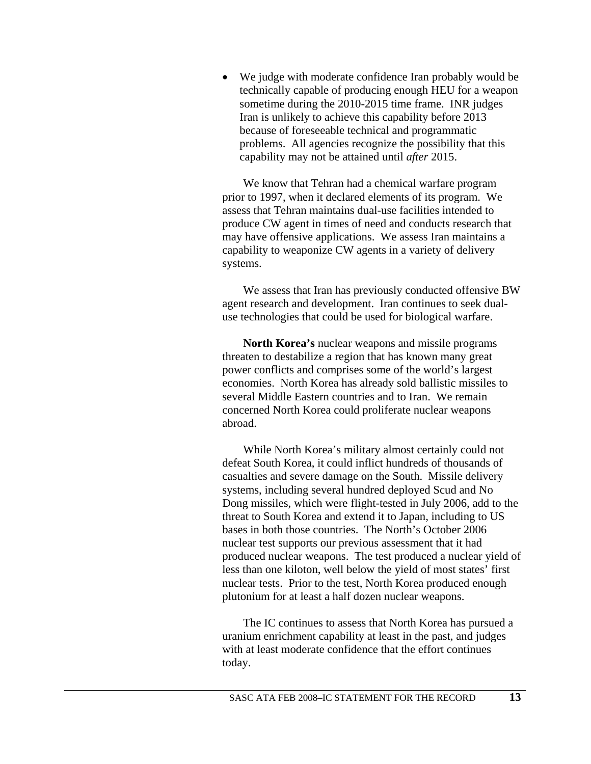- We judge with moderate confidence Iran probably would be technically capable of producing enough HEU for a weapon sometime during the 2010-2015 time frame. INR judges Iran is unlikely to achieve this capability before 2013 because of foreseeable technical and programmatic problems. All agencies recognize the possibility that this capability may not be attained until *after* 2015.

We know that Tehran had a chemical warfare program prior to 1997, when it declared elements of its program. We assess that Tehran maintains dual-use facilities intended to produce CW agent in times of need and conducts research that may have offensive applications. We assess Iran maintains a capability to weaponize CW agents in a variety of delivery systems.

We assess that Iran has previously conducted offensive BW agent research and development. Iran continues to seek dual-use technologies that could be used for biological warfare.

**North Korea's** nuclear weapons and missile programs threaten to destabilize a region that has known many great power conflicts and comprises some of the world's largest economies. North Korea has already sold ballistic missiles to several Middle Eastern countries and to Iran. We remain concerned North Korea could proliferate nuclear weapons abroad.

While North Korea's military almost certainly could not defeat South Korea, it could inflict hundreds of thousands of casualties and severe damage on the South. Missile delivery systems, including several hundred deployed Scud and No Dong missiles, which were flight-tested in July 2006, add to the threat to South Korea and extend it to Japan, including to US bases in both those countries. The North's October 2006 nuclear test supports our previous assessment that it had produced nuclear weapons. The test produced a nuclear yield of less than one kiloton, well below the yield of most states' first nuclear tests. Prior to the test, North Korea produced enough plutonium for at least a half dozen nuclear weapons.

The IC continues to assess that North Korea has pursued a uranium enrichment capability at least in the past, and judges with at least moderate confidence that the effort continues today.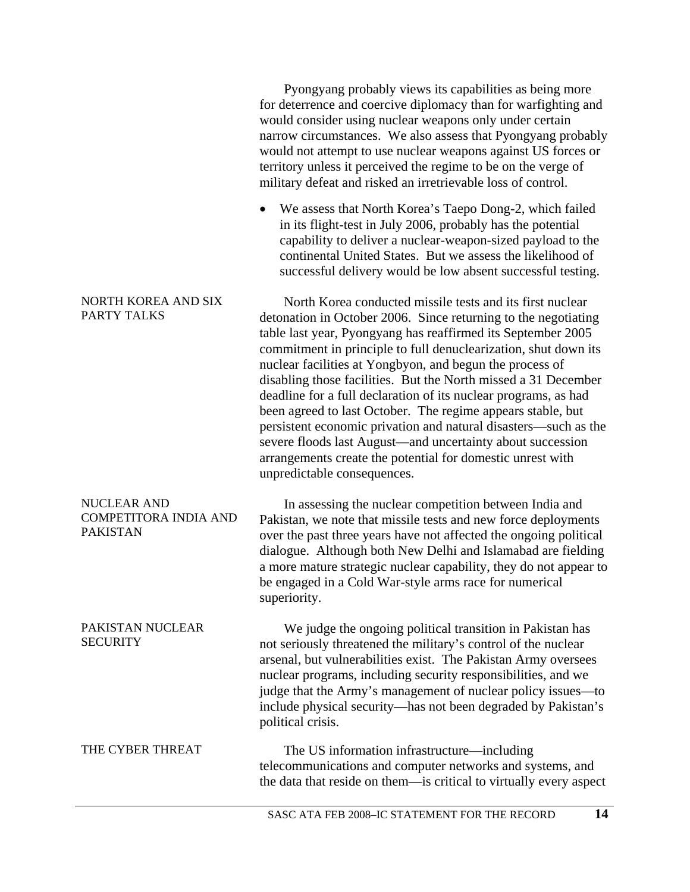Pyongyang probably views its capabilities as being more for deterrence and coercive diplomacy than for warfighting and would consider using nuclear weapons only under certain narrow circumstances. We also assess that Pyongyang probably would not attempt to use nuclear weapons against US forces or territory unless it perceived the regime to be on the verge of military defeat and risked an irretrievable loss of control.

- We assess that North Korea's Taepo Dong-2, which failed in its flight-test in July 2006, probably has the potential capability to deliver a nuclear-weapon-sized payload to the continental United States. But we assess the likelihood of successful delivery would be low absent successful testing.

#### NORTH KOREA AND SIX PARTY TALKS

North Korea conducted missile tests and its first nuclear detonation in October 2006. Since returning to the negotiating table last year, Pyongyang has reaffirmed its September 2005 commitment in principle to full denuclearization, shut down its nuclear facilities at Yongbyon, and begun the process of disabling those facilities. But the North missed a 31 December deadline for a full declaration of its nuclear programs, as had been agreed to last October. The regime appears stable, but persistent economic privation and natural disasters—such as the severe floods last August—and uncertainty about succession arrangements create the potential for domestic unrest with unpredictable consequences.

#### NUCLEAR AND COMPETITORA INDIA AND PAKISTAN

In assessing the nuclear competition between India and Pakistan, we note that missile tests and new force deployments over the past three years have not affected the ongoing political dialogue. Although both New Delhi and Islamabad are fielding a more mature strategic nuclear capability, they do not appear to be engaged in a Cold War-style arms race for numerical superiority.

#### PAKISTAN NUCLEAR SECURITY

We judge the ongoing political transition in Pakistan has not seriously threatened the military's control of the nuclear arsenal, but vulnerabilities exist. The Pakistan Army oversees nuclear programs, including security responsibilities, and we judge that the Army's management of nuclear policy issues—to include physical security—has not been degraded by Pakistan's political crisis.

#### THE CYBER THREAT

The US information infrastructure—including telecommunications and computer networks and systems, and the data that reside on them—is critical to virtually every aspect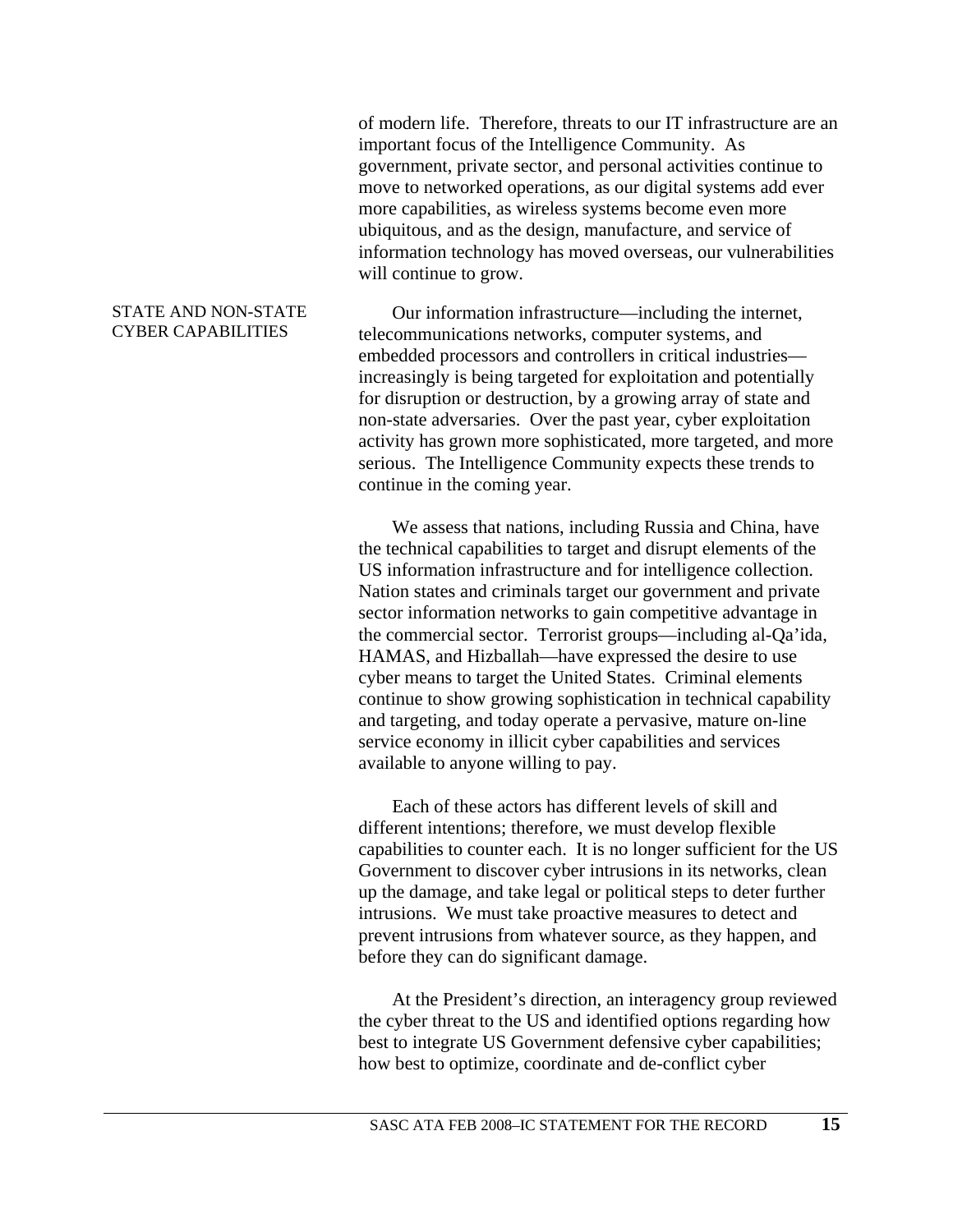of modern life. Therefore, threats to our IT infrastructure are an important focus of the Intelligence Community. As government, private sector, and personal activities continue to move to networked operations, as our digital systems add ever more capabilities, as wireless systems become even more ubiquitous, and as the design, manufacture, and service of information technology has moved overseas, our vulnerabilities will continue to grow.

### STATE AND NON-STATE CYBER CAPABILITIES

Our information infrastructure—including the internet, telecommunications networks, computer systems, and embedded processors and controllers in critical industries—increasingly is being targeted for exploitation and potentially for disruption or destruction, by a growing array of state and non-state adversaries. Over the past year, cyber exploitation activity has grown more sophisticated, more targeted, and more serious. The Intelligence Community expects these trends to continue in the coming year.

We assess that nations, including Russia and China, have the technical capabilities to target and disrupt elements of the US information infrastructure and for intelligence collection. Nation states and criminals target our government and private sector information networks to gain competitive advantage in the commercial sector. Terrorist groups—including al-Qa'ida, HAMAS, and Hizballah—have expressed the desire to use cyber means to target the United States. Criminal elements continue to show growing sophistication in technical capability and targeting, and today operate a pervasive, mature on-line service economy in illicit cyber capabilities and services available to anyone willing to pay.

Each of these actors has different levels of skill and different intentions; therefore, we must develop flexible capabilities to counter each. It is no longer sufficient for the US Government to discover cyber intrusions in its networks, clean up the damage, and take legal or political steps to deter further intrusions. We must take proactive measures to detect and prevent intrusions from whatever source, as they happen, and before they can do significant damage.

At the President's direction, an interagency group reviewed the cyber threat to the US and identified options regarding how best to integrate US Government defensive cyber capabilities; how best to optimize, coordinate and de-conflict cyber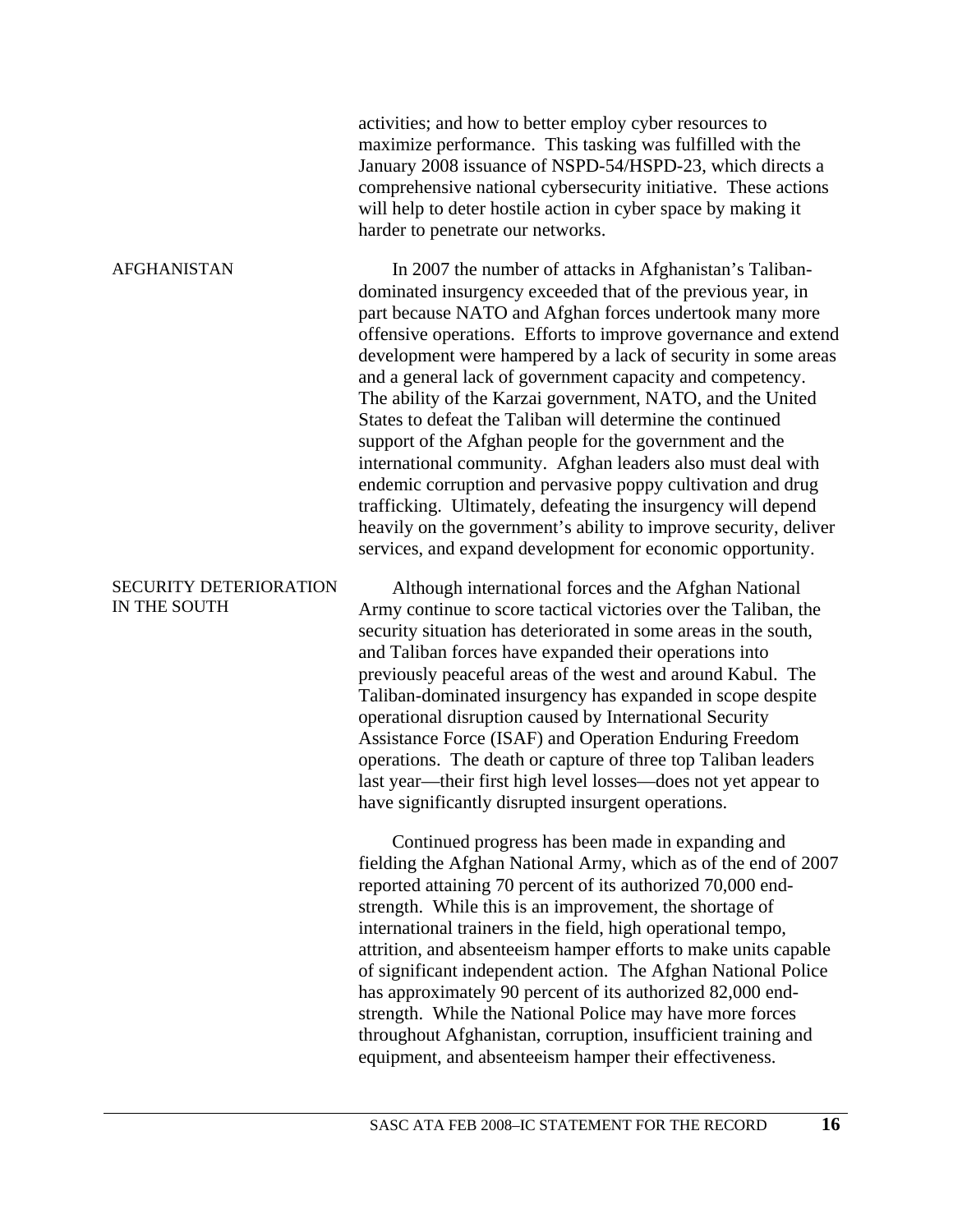activities; and how to better employ cyber resources to maximize performance. This tasking was fulfilled with the January 2008 issuance of NSPD-54/HSPD-23, which directs a comprehensive national cybersecurity initiative. These actions will help to deter hostile action in cyber space by making it harder to penetrate our networks.

## AFGHANISTAN

In 2007 the number of attacks in Afghanistan's Taliban-dominated insurgency exceeded that of the previous year, in part because NATO and Afghan forces undertook many more offensive operations. Efforts to improve governance and extend development were hampered by a lack of security in some areas and a general lack of government capacity and competency. The ability of the Karzai government, NATO, and the United States to defeat the Taliban will determine the continued support of the Afghan people for the government and the international community. Afghan leaders also must deal with endemic corruption and pervasive poppy cultivation and drug trafficking. Ultimately, defeating the insurgency will depend heavily on the government's ability to improve security, deliver services, and expand development for economic opportunity.

### SECURITY DETERIORATION IN THE SOUTH

Although international forces and the Afghan National Army continue to score tactical victories over the Taliban, the security situation has deteriorated in some areas in the south, and Taliban forces have expanded their operations into previously peaceful areas of the west and around Kabul. The Taliban-dominated insurgency has expanded in scope despite operational disruption caused by International Security Assistance Force (ISAF) and Operation Enduring Freedom operations. The death or capture of three top Taliban leaders last year—their first high level losses—does not yet appear to have significantly disrupted insurgent operations.

Continued progress has been made in expanding and fielding the Afghan National Army, which as of the end of 2007 reported attaining 70 percent of its authorized 70,000 end-strength. While this is an improvement, the shortage of international trainers in the field, high operational tempo, attrition, and absenteeism hamper efforts to make units capable of significant independent action. The Afghan National Police has approximately 90 percent of its authorized 82,000 end-strength. While the National Police may have more forces throughout Afghanistan, corruption, insufficient training and equipment, and absenteeism hamper their effectiveness.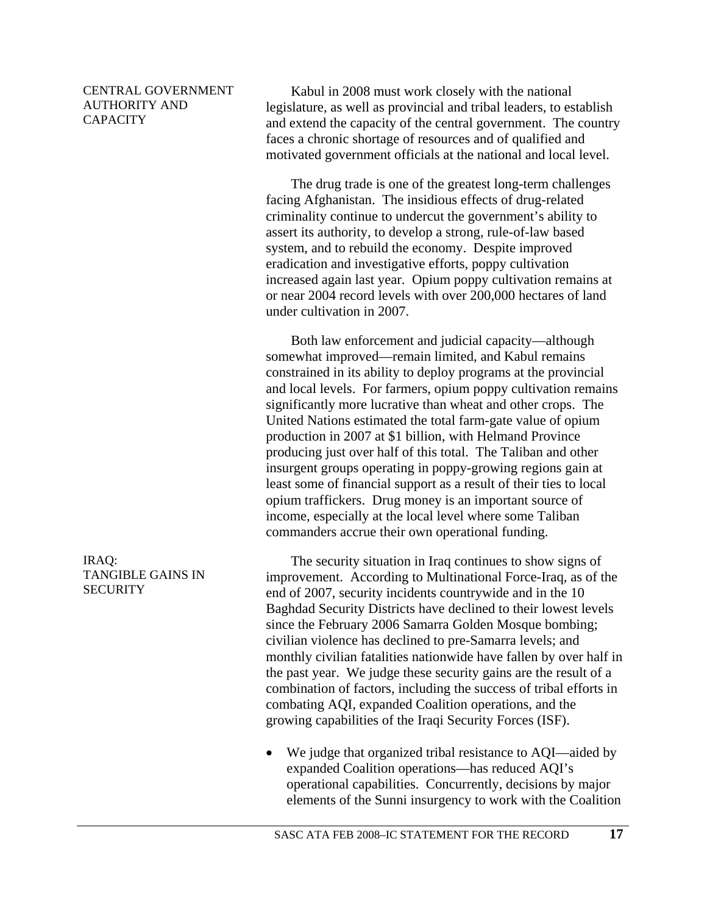### CENTRAL GOVERNMENT AUTHORITY AND CAPACITY

Kabul in 2008 must work closely with the national legislature, as well as provincial and tribal leaders, to establish and extend the capacity of the central government. The country faces a chronic shortage of resources and of qualified and motivated government officials at the national and local level.

The drug trade is one of the greatest long-term challenges facing Afghanistan. The insidious effects of drug-related criminality continue to undercut the government's ability to assert its authority, to develop a strong, rule-of-law based system, and to rebuild the economy. Despite improved eradication and investigative efforts, poppy cultivation increased again last year. Opium poppy cultivation remains at or near 2004 record levels with over 200,000 hectares of land under cultivation in 2007.

Both law enforcement and judicial capacity—although somewhat improved—remain limited, and Kabul remains constrained in its ability to deploy programs at the provincial and local levels. For farmers, opium poppy cultivation remains significantly more lucrative than wheat and other crops. The United Nations estimated the total farm-gate value of opium production in 2007 at $1 billion, with Helmand Province producing just over half of this total. The Taliban and other insurgent groups operating in poppy-growing regions gain at least some of financial support as a result of their ties to local opium traffickers. Drug money is an important source of income, especially at the local level where some Taliban commanders accrue their own operational funding.

### IRAQ: TANGIBLE GAINS IN SECURITY

The security situation in Iraq continues to show signs of improvement. According to Multinational Force-Iraq, as of the end of 2007, security incidents countrywide and in the 10 Baghdad Security Districts have declined to their lowest levels since the February 2006 Samarra Golden Mosque bombing; civilian violence has declined to pre-Samarra levels; and monthly civilian fatalities nationwide have fallen by over half in the past year. We judge these security gains are the result of a combination of factors, including the success of tribal efforts in combating AQI, expanded Coalition operations, and the growing capabilities of the Iraqi Security Forces (ISF).

- We judge that organized tribal resistance to AQI—aided by expanded Coalition operations—has reduced AQI's operational capabilities. Concurrently, decisions by major elements of the Sunni insurgency to work with the Coalition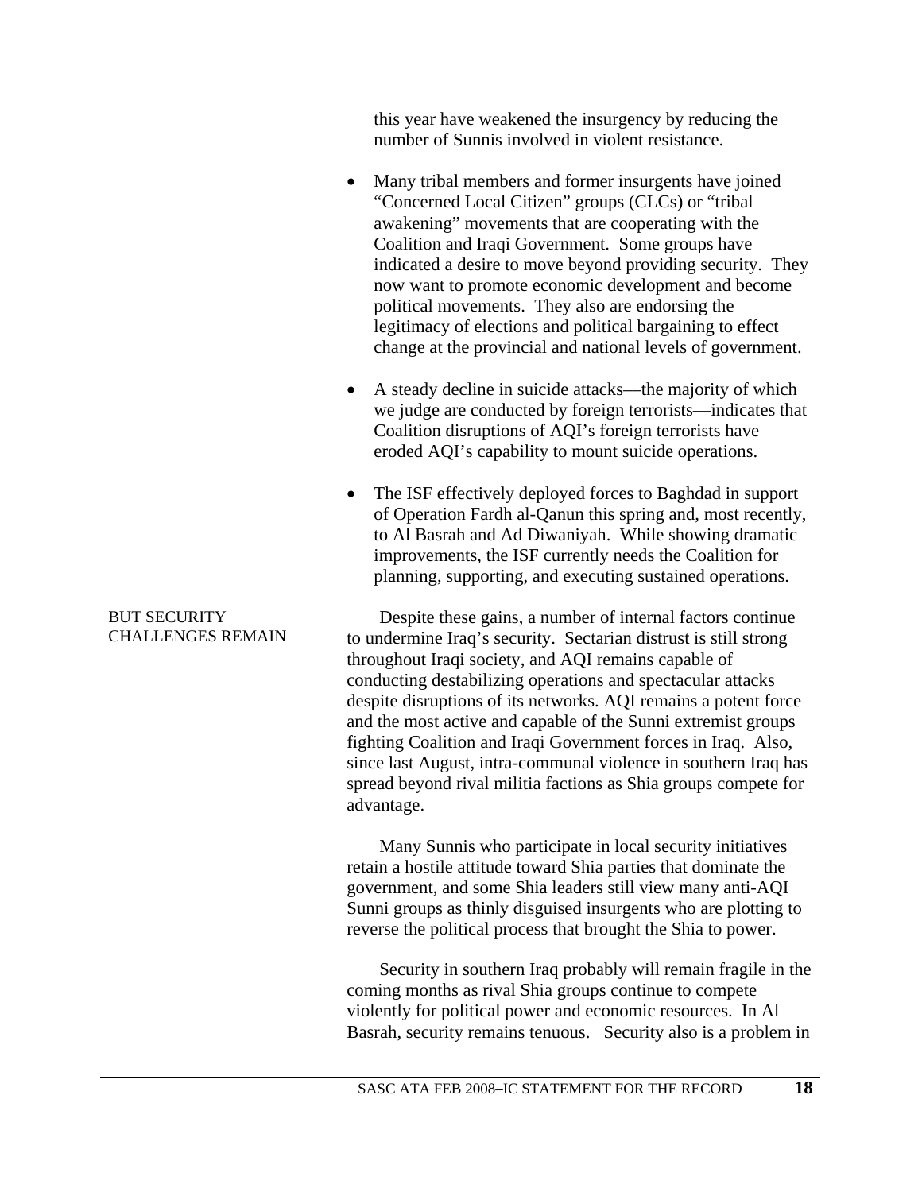this year have weakened the insurgency by reducing the number of Sunnis involved in violent resistance.

- Many tribal members and former insurgents have joined "Concerned Local Citizen" groups (CLCs) or "tribal awakening" movements that are cooperating with the Coalition and Iraqi Government. Some groups have indicated a desire to move beyond providing security. They now want to promote economic development and become political movements. They also are endorsing the legitimacy of elections and political bargaining to effect change at the provincial and national levels of government.

- A steady decline in suicide attacks—the majority of which we judge are conducted by foreign terrorists—indicates that Coalition disruptions of AQI's foreign terrorists have eroded AQI's capability to mount suicide operations.

- The ISF effectively deployed forces to Baghdad in support of Operation Fardh al-Qanun this spring and, most recently, to Al Basrah and Ad Diwaniyah. While showing dramatic improvements, the ISF currently needs the Coalition for planning, supporting, and executing sustained operations.

### BUT SECURITY CHALLENGES REMAIN

Despite these gains, a number of internal factors continue to undermine Iraq's security. Sectarian distrust is still strong throughout Iraqi society, and AQI remains capable of conducting destabilizing operations and spectacular attacks despite disruptions of its networks. AQI remains a potent force and the most active and capable of the Sunni extremist groups fighting Coalition and Iraqi Government forces in Iraq. Also, since last August, intra-communal violence in southern Iraq has spread beyond rival militia factions as Shia groups compete for advantage.

Many Sunnis who participate in local security initiatives retain a hostile attitude toward Shia parties that dominate the government, and some Shia leaders still view many anti-AQI Sunni groups as thinly disguised insurgents who are plotting to reverse the political process that brought the Shia to power.

Security in southern Iraq probably will remain fragile in the coming months as rival Shia groups continue to compete violently for political power and economic resources. In Al Basrah, security remains tenuous. Security also is a problem in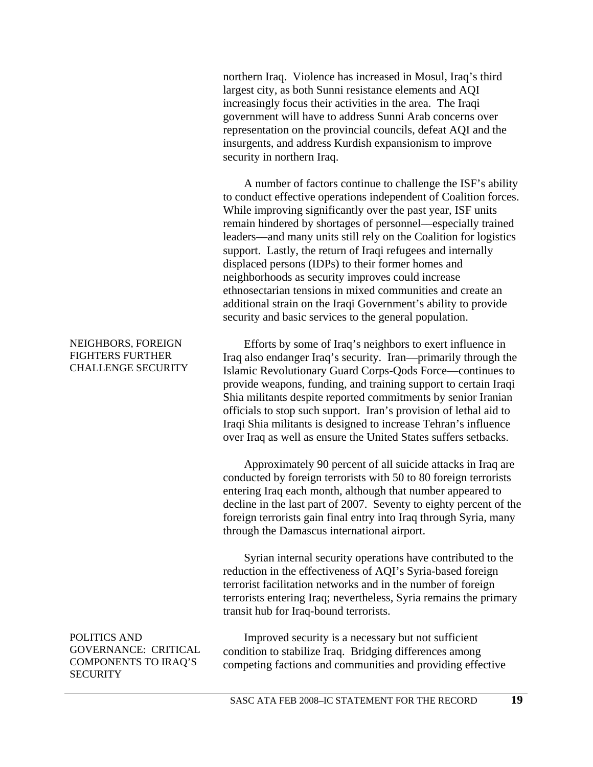northern Iraq. Violence has increased in Mosul, Iraq's third largest city, as both Sunni resistance elements and AQI increasingly focus their activities in the area. The Iraqi government will have to address Sunni Arab concerns over representation on the provincial councils, defeat AQI and the insurgents, and address Kurdish expansionism to improve security in northern Iraq.

A number of factors continue to challenge the ISF's ability to conduct effective operations independent of Coalition forces. While improving significantly over the past year, ISF units remain hindered by shortages of personnel—especially trained leaders—and many units still rely on the Coalition for logistics support. Lastly, the return of Iraqi refugees and internally displaced persons (IDPs) to their former homes and neighborhoods as security improves could increase ethnosectarian tensions in mixed communities and create an additional strain on the Iraqi Government's ability to provide security and basic services to the general population.

### NEIGHBORS, FOREIGN FIGHTERS FURTHER CHALLENGE SECURITY

Efforts by some of Iraq's neighbors to exert influence in Iraq also endanger Iraq's security. Iran—primarily through the Islamic Revolutionary Guard Corps-Qods Force—continues to provide weapons, funding, and training support to certain Iraqi Shia militants despite reported commitments by senior Iranian officials to stop such support. Iran's provision of lethal aid to Iraqi Shia militants is designed to increase Tehran's influence over Iraq as well as ensure the United States suffers setbacks.

Approximately 90 percent of all suicide attacks in Iraq are conducted by foreign terrorists with 50 to 80 foreign terrorists entering Iraq each month, although that number appeared to decline in the last part of 2007. Seventy to eighty percent of the foreign terrorists gain final entry into Iraq through Syria, many through the Damascus international airport.

Syrian internal security operations have contributed to the reduction in the effectiveness of AQI's Syria-based foreign terrorist facilitation networks and in the number of foreign terrorists entering Iraq; nevertheless, Syria remains the primary transit hub for Iraq-bound terrorists.

### POLITICS AND GOVERNANCE: CRITICAL COMPONENTS TO IRAQ'S SECURITY

Improved security is a necessary but not sufficient condition to stabilize Iraq. Bridging differences among competing factions and communities and providing effective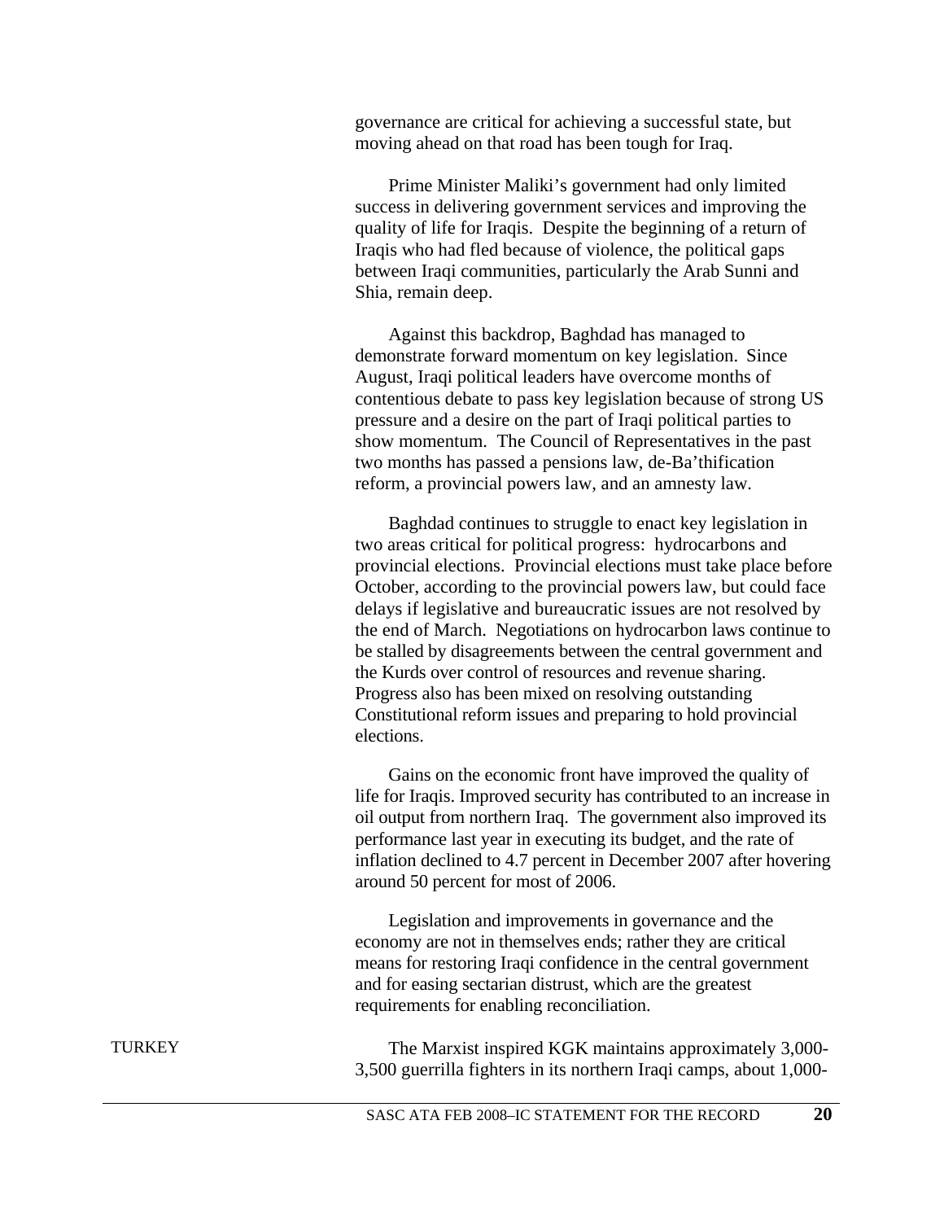governance are critical for achieving a successful state, but moving ahead on that road has been tough for Iraq.

Prime Minister Maliki's government had only limited success in delivering government services and improving the quality of life for Iraqis. Despite the beginning of a return of Iraqis who had fled because of violence, the political gaps between Iraqi communities, particularly the Arab Sunni and Shia, remain deep.

Against this backdrop, Baghdad has managed to demonstrate forward momentum on key legislation. Since August, Iraqi political leaders have overcome months of contentious debate to pass key legislation because of strong US pressure and a desire on the part of Iraqi political parties to show momentum. The Council of Representatives in the past two months has passed a pensions law, de-Ba'thification reform, a provincial powers law, and an amnesty law.

Baghdad continues to struggle to enact key legislation in two areas critical for political progress: hydrocarbons and provincial elections. Provincial elections must take place before October, according to the provincial powers law, but could face delays if legislative and bureaucratic issues are not resolved by the end of March. Negotiations on hydrocarbon laws continue to be stalled by disagreements between the central government and the Kurds over control of resources and revenue sharing. Progress also has been mixed on resolving outstanding Constitutional reform issues and preparing to hold provincial elections.

Gains on the economic front have improved the quality of life for Iraqis. Improved security has contributed to an increase in oil output from northern Iraq. The government also improved its performance last year in executing its budget, and the rate of inflation declined to 4.7 percent in December 2007 after hovering around 50 percent for most of 2006.

Legislation and improvements in governance and the economy are not in themselves ends; rather they are critical means for restoring Iraqi confidence in the central government and for easing sectarian distrust, which are the greatest requirements for enabling reconciliation.

## TURKEY

The Marxist inspired KGK maintains approximately 3,000-3,500 guerrilla fighters in its northern Iraqi camps, about 1,000-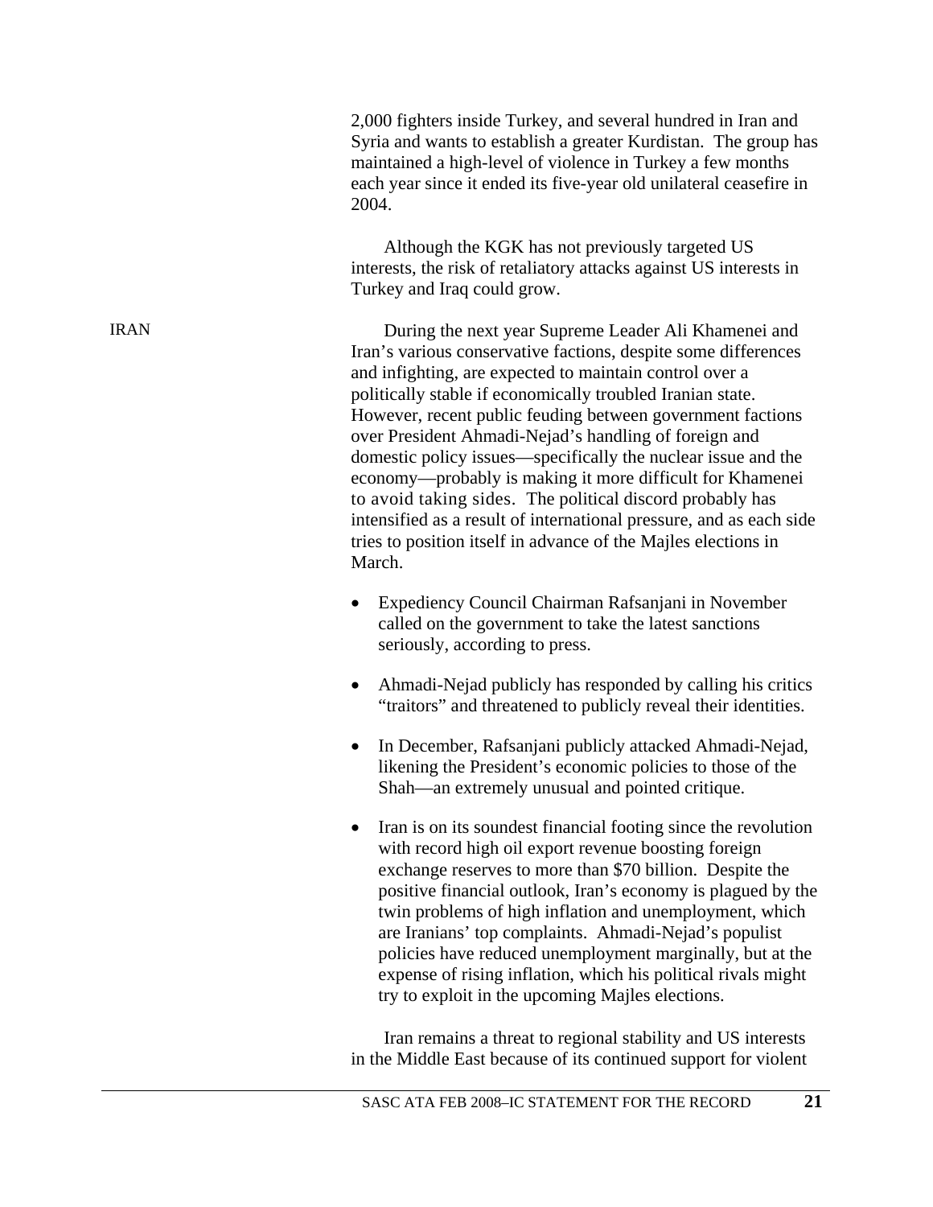2,000 fighters inside Turkey, and several hundred in Iran and Syria and wants to establish a greater Kurdistan. The group has maintained a high-level of violence in Turkey a few months each year since it ended its five-year old unilateral ceasefire in 2004.

Although the KGK has not previously targeted US interests, the risk of retaliatory attacks against US interests in Turkey and Iraq could grow.

## IRAN

During the next year Supreme Leader Ali Khamenei and Iran's various conservative factions, despite some differences and infighting, are expected to maintain control over a politically stable if economically troubled Iranian state. However, recent public feuding between government factions over President Ahmadi-Nejad's handling of foreign and domestic policy issues—specifically the nuclear issue and the economy—probably is making it more difficult for Khamenei to avoid taking sides. The political discord probably has intensified as a result of international pressure, and as each side tries to position itself in advance of the Majles elections in March.

- Expediency Council Chairman Rafsanjani in November called on the government to take the latest sanctions seriously, according to press.
- Ahmadi-Nejad publicly has responded by calling his critics "traitors" and threatened to publicly reveal their identities.
- In December, Rafsanjani publicly attacked Ahmadi-Nejad, likening the President's economic policies to those of the Shah—an extremely unusual and pointed critique.
- Iran is on its soundest financial footing since the revolution with record high oil export revenue boosting foreign exchange reserves to more than $70 billion. Despite the positive financial outlook, Iran's economy is plagued by the twin problems of high inflation and unemployment, which are Iranians' top complaints. Ahmadi-Nejad's populist policies have reduced unemployment marginally, but at the expense of rising inflation, which his political rivals might try to exploit in the upcoming Majles elections.

Iran remains a threat to regional stability and US interests in the Middle East because of its continued support for violent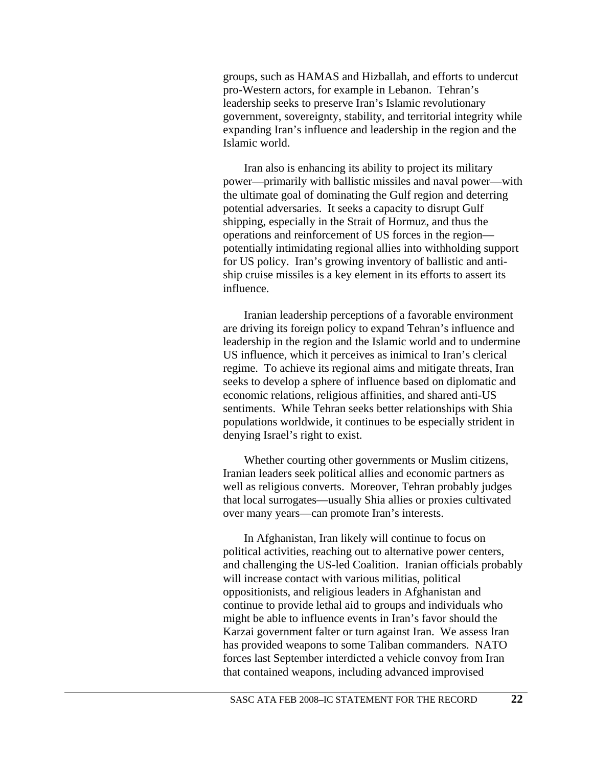groups, such as HAMAS and Hizballah, and efforts to undercut pro-Western actors, for example in Lebanon. Tehran's leadership seeks to preserve Iran's Islamic revolutionary government, sovereignty, stability, and territorial integrity while expanding Iran's influence and leadership in the region and the Islamic world.

Iran also is enhancing its ability to project its military power—primarily with ballistic missiles and naval power—with the ultimate goal of dominating the Gulf region and deterring potential adversaries. It seeks a capacity to disrupt Gulf shipping, especially in the Strait of Hormuz, and thus the operations and reinforcement of US forces in the region—potentially intimidating regional allies into withholding support for US policy. Iran's growing inventory of ballistic and anti-ship cruise missiles is a key element in its efforts to assert its influence.

Iranian leadership perceptions of a favorable environment are driving its foreign policy to expand Tehran's influence and leadership in the region and the Islamic world and to undermine US influence, which it perceives as inimical to Iran's clerical regime. To achieve its regional aims and mitigate threats, Iran seeks to develop a sphere of influence based on diplomatic and economic relations, religious affinities, and shared anti-US sentiments. While Tehran seeks better relationships with Shia populations worldwide, it continues to be especially strident in denying Israel's right to exist.

Whether courting other governments or Muslim citizens, Iranian leaders seek political allies and economic partners as well as religious converts. Moreover, Tehran probably judges that local surrogates—usually Shia allies or proxies cultivated over many years—can promote Iran's interests.

In Afghanistan, Iran likely will continue to focus on political activities, reaching out to alternative power centers, and challenging the US-led Coalition. Iranian officials probably will increase contact with various militias, political oppositionists, and religious leaders in Afghanistan and continue to provide lethal aid to groups and individuals who might be able to influence events in Iran's favor should the Karzai government falter or turn against Iran. We assess Iran has provided weapons to some Taliban commanders. NATO forces last September interdicted a vehicle convoy from Iran that contained weapons, including advanced improvised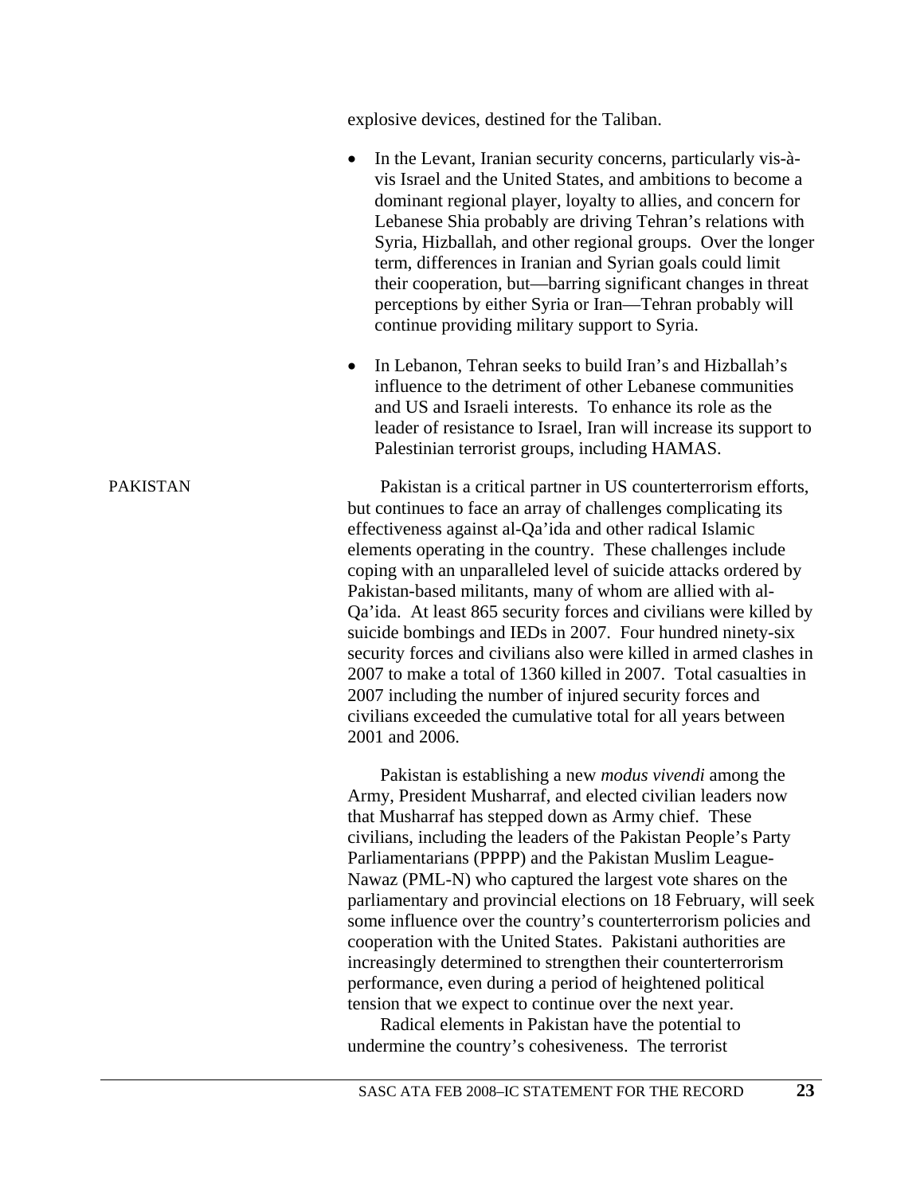explosive devices, destined for the Taliban.

- In the Levant, Iranian security concerns, particularly vis-à-vis Israel and the United States, and ambitions to become a dominant regional player, loyalty to allies, and concern for Lebanese Shia probably are driving Tehran's relations with Syria, Hizballah, and other regional groups. Over the longer term, differences in Iranian and Syrian goals could limit their cooperation, but—barring significant changes in threat perceptions by either Syria or Iran—Tehran probably will continue providing military support to Syria.

- In Lebanon, Tehran seeks to build Iran's and Hizballah's influence to the detriment of other Lebanese communities and US and Israeli interests. To enhance its role as the leader of resistance to Israel, Iran will increase its support to Palestinian terrorist groups, including HAMAS.

## PAKISTAN

Pakistan is a critical partner in US counterterrorism efforts, but continues to face an array of challenges complicating its effectiveness against al-Qa'ida and other radical Islamic elements operating in the country. These challenges include coping with an unparalleled level of suicide attacks ordered by Pakistan-based militants, many of whom are allied with al-Qa'ida. At least 865 security forces and civilians were killed by suicide bombings and IEDs in 2007. Four hundred ninety-six security forces and civilians also were killed in armed clashes in 2007 to make a total of 1360 killed in 2007. Total casualties in 2007 including the number of injured security forces and civilians exceeded the cumulative total for all years between 2001 and 2006.

Pakistan is establishing a new *modus vivendi* among the Army, President Musharraf, and elected civilian leaders now that Musharraf has stepped down as Army chief. These civilians, including the leaders of the Pakistan People's Party Parliamentarians (PPPP) and the Pakistan Muslim League-Nawaz (PML-N) who captured the largest vote shares on the parliamentary and provincial elections on 18 February, will seek some influence over the country's counterterrorism policies and cooperation with the United States. Pakistani authorities are increasingly determined to strengthen their counterterrorism performance, even during a period of heightened political tension that we expect to continue over the next year.

Radical elements in Pakistan have the potential to undermine the country's cohesiveness. The terrorist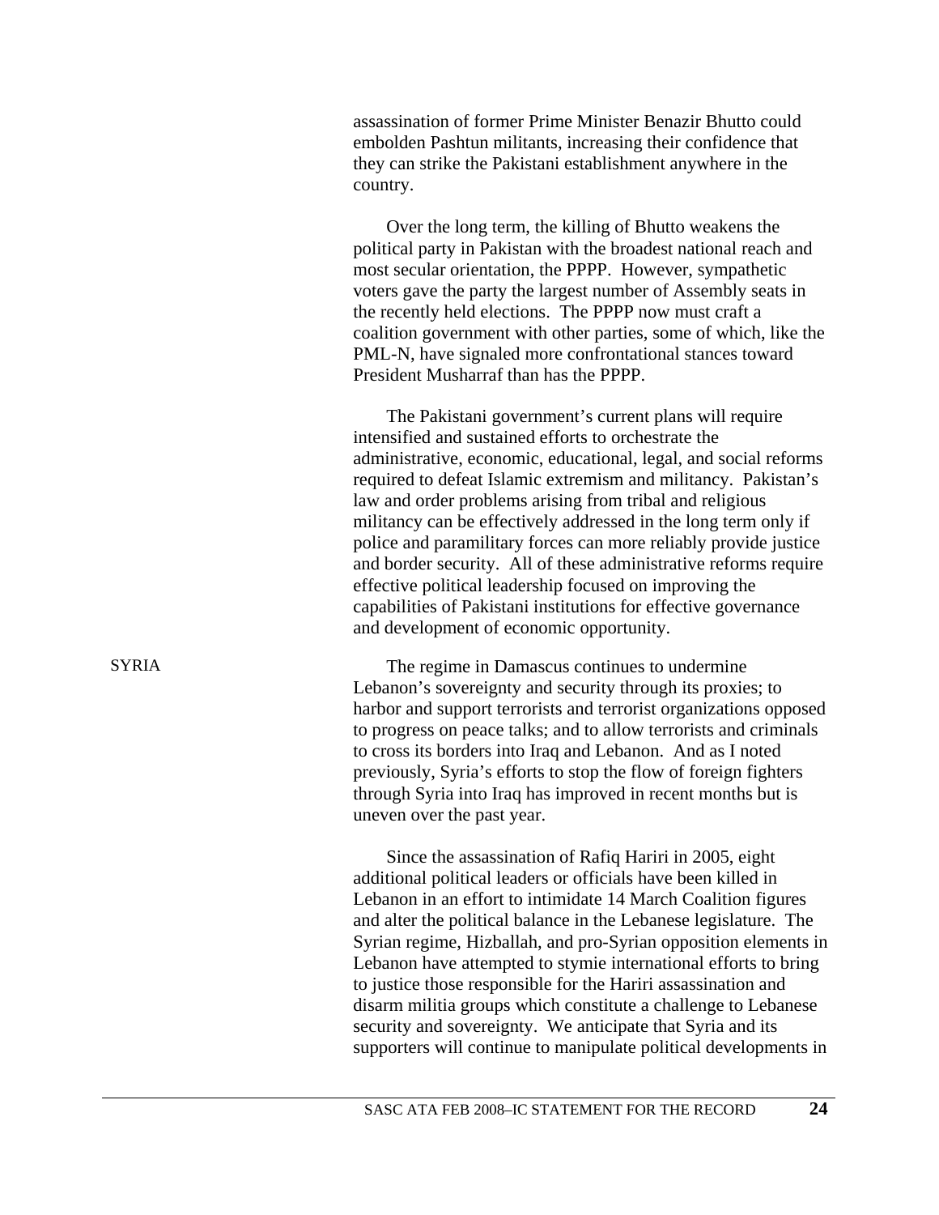assassination of former Prime Minister Benazir Bhutto could embolden Pashtun militants, increasing their confidence that they can strike the Pakistani establishment anywhere in the country.

Over the long term, the killing of Bhutto weakens the political party in Pakistan with the broadest national reach and most secular orientation, the PPPP. However, sympathetic voters gave the party the largest number of Assembly seats in the recently held elections. The PPPP now must craft a coalition government with other parties, some of which, like the PML-N, have signaled more confrontational stances toward President Musharraf than has the PPPP.

The Pakistani government's current plans will require intensified and sustained efforts to orchestrate the administrative, economic, educational, legal, and social reforms required to defeat Islamic extremism and militancy. Pakistan's law and order problems arising from tribal and religious militancy can be effectively addressed in the long term only if police and paramilitary forces can more reliably provide justice and border security. All of these administrative reforms require effective political leadership focused on improving the capabilities of Pakistani institutions for effective governance and development of economic opportunity.

## SYRIA

The regime in Damascus continues to undermine Lebanon's sovereignty and security through its proxies; to harbor and support terrorists and terrorist organizations opposed to progress on peace talks; and to allow terrorists and criminals to cross its borders into Iraq and Lebanon. And as I noted previously, Syria's efforts to stop the flow of foreign fighters through Syria into Iraq has improved in recent months but is uneven over the past year.

Since the assassination of Rafiq Hariri in 2005, eight additional political leaders or officials have been killed in Lebanon in an effort to intimidate 14 March Coalition figures and alter the political balance in the Lebanese legislature. The Syrian regime, Hizballah, and pro-Syrian opposition elements in Lebanon have attempted to stymie international efforts to bring to justice those responsible for the Hariri assassination and disarm militia groups which constitute a challenge to Lebanese security and sovereignty. We anticipate that Syria and its supporters will continue to manipulate political developments in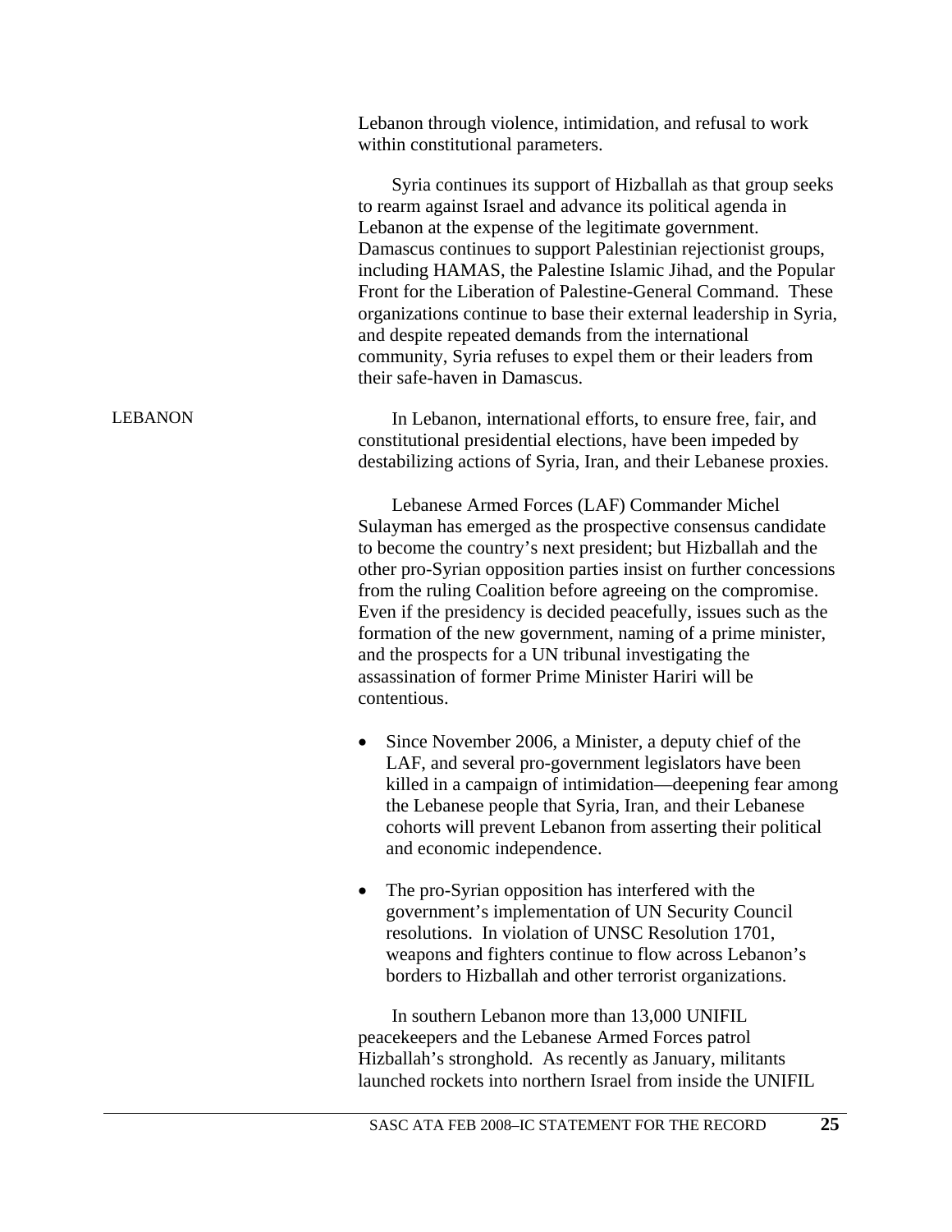Lebanon through violence, intimidation, and refusal to work within constitutional parameters.

Syria continues its support of Hizballah as that group seeks to rearm against Israel and advance its political agenda in Lebanon at the expense of the legitimate government. Damascus continues to support Palestinian rejectionist groups, including HAMAS, the Palestine Islamic Jihad, and the Popular Front for the Liberation of Palestine-General Command. These organizations continue to base their external leadership in Syria, and despite repeated demands from the international community, Syria refuses to expel them or their leaders from their safe-haven in Damascus.

## LEBANON

In Lebanon, international efforts, to ensure free, fair, and constitutional presidential elections, have been impeded by destabilizing actions of Syria, Iran, and their Lebanese proxies.

Lebanese Armed Forces (LAF) Commander Michel Sulayman has emerged as the prospective consensus candidate to become the country's next president; but Hizballah and the other pro-Syrian opposition parties insist on further concessions from the ruling Coalition before agreeing on the compromise. Even if the presidency is decided peacefully, issues such as the formation of the new government, naming of a prime minister, and the prospects for a UN tribunal investigating the assassination of former Prime Minister Hariri will be contentious.

- Since November 2006, a Minister, a deputy chief of the LAF, and several pro-government legislators have been killed in a campaign of intimidation—deepening fear among the Lebanese people that Syria, Iran, and their Lebanese cohorts will prevent Lebanon from asserting their political and economic independence.
- The pro-Syrian opposition has interfered with the government's implementation of UN Security Council resolutions. In violation of UNSC Resolution 1701, weapons and fighters continue to flow across Lebanon's borders to Hizballah and other terrorist organizations.

In southern Lebanon more than 13,000 UNIFIL peacekeepers and the Lebanese Armed Forces patrol Hizballah's stronghold. As recently as January, militants launched rockets into northern Israel from inside the UNIFIL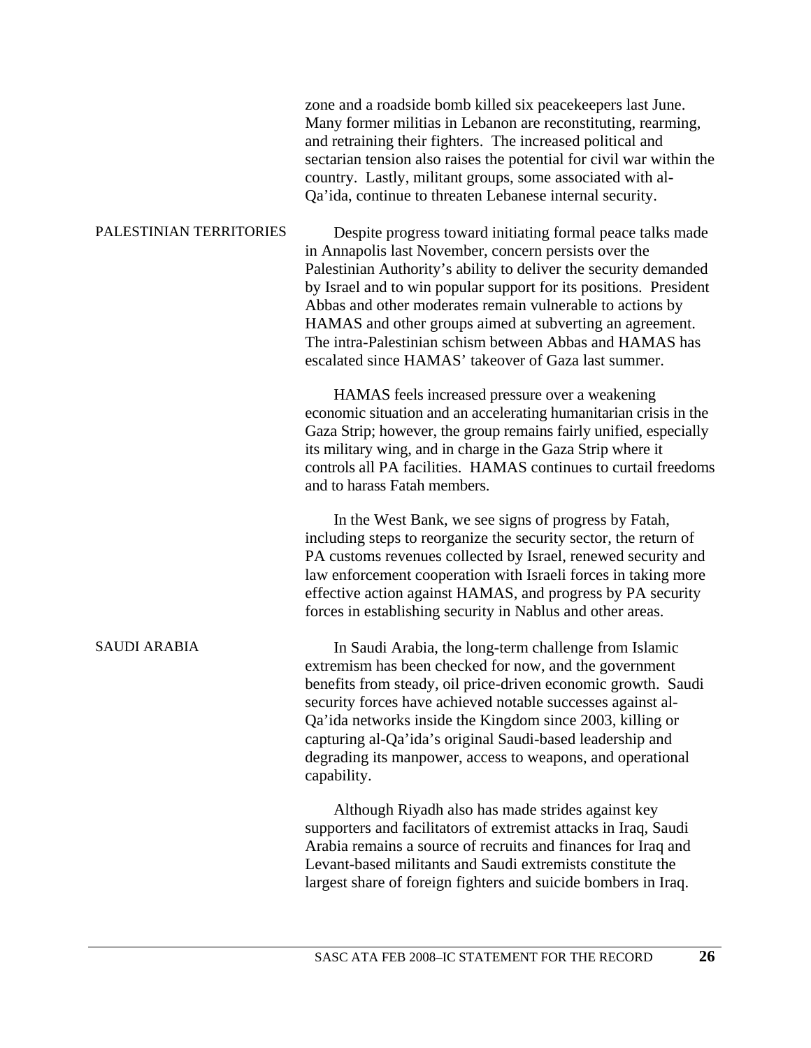zone and a roadside bomb killed six peacekeepers last June. Many former militias in Lebanon are reconstituting, rearming, and retraining their fighters. The increased political and sectarian tension also raises the potential for civil war within the country. Lastly, militant groups, some associated with al-Qa'ida, continue to threaten Lebanese internal security.

### PALESTINIAN TERRITORIES

Despite progress toward initiating formal peace talks made in Annapolis last November, concern persists over the Palestinian Authority's ability to deliver the security demanded by Israel and to win popular support for its positions. President Abbas and other moderates remain vulnerable to actions by HAMAS and other groups aimed at subverting an agreement. The intra-Palestinian schism between Abbas and HAMAS has escalated since HAMAS' takeover of Gaza last summer.

HAMAS feels increased pressure over a weakening economic situation and an accelerating humanitarian crisis in the Gaza Strip; however, the group remains fairly unified, especially its military wing, and in charge in the Gaza Strip where it controls all PA facilities. HAMAS continues to curtail freedoms and to harass Fatah members.

In the West Bank, we see signs of progress by Fatah, including steps to reorganize the security sector, the return of PA customs revenues collected by Israel, renewed security and law enforcement cooperation with Israeli forces in taking more effective action against HAMAS, and progress by PA security forces in establishing security in Nablus and other areas.

### SAUDI ARABIA

In Saudi Arabia, the long-term challenge from Islamic extremism has been checked for now, and the government benefits from steady, oil price-driven economic growth. Saudi security forces have achieved notable successes against al-Qa'ida networks inside the Kingdom since 2003, killing or capturing al-Qa'ida's original Saudi-based leadership and degrading its manpower, access to weapons, and operational capability.

Although Riyadh also has made strides against key supporters and facilitators of extremist attacks in Iraq, Saudi Arabia remains a source of recruits and finances for Iraq and Levant-based militants and Saudi extremists constitute the largest share of foreign fighters and suicide bombers in Iraq.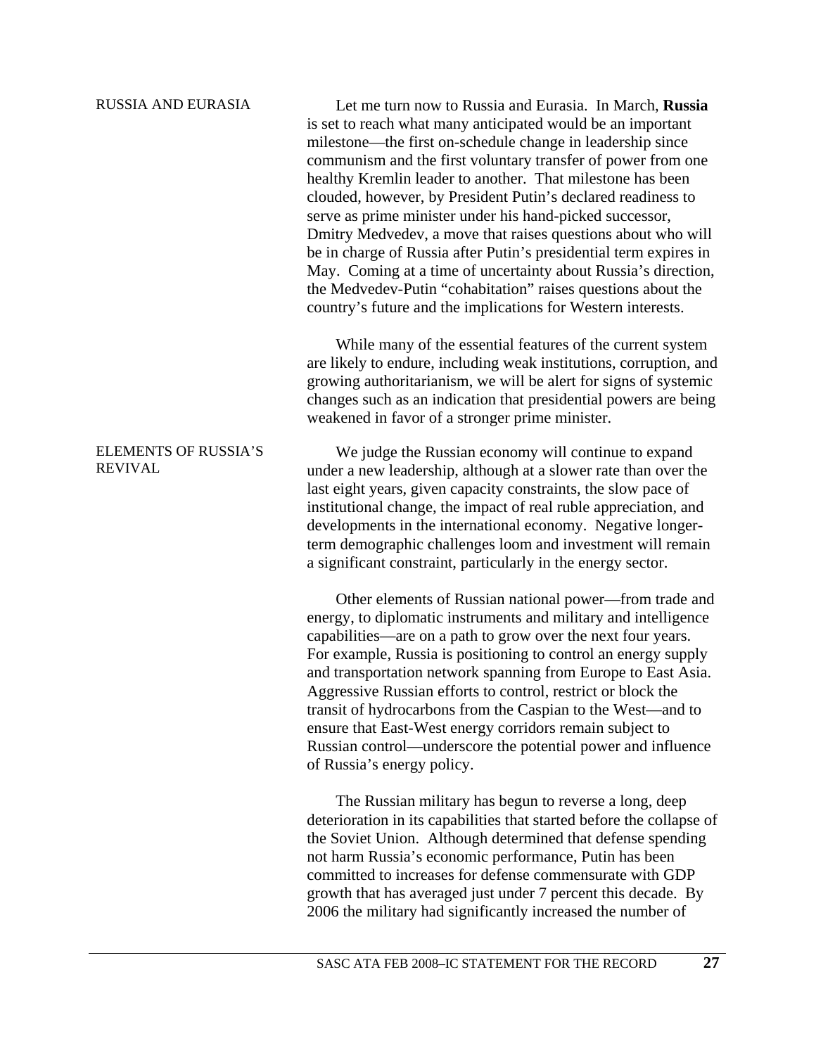## RUSSIA AND EURASIA

Let me turn now to Russia and Eurasia. In March, **Russia** is set to reach what many anticipated would be an important milestone—the first on-schedule change in leadership since communism and the first voluntary transfer of power from one healthy Kremlin leader to another. That milestone has been clouded, however, by President Putin's declared readiness to serve as prime minister under his hand-picked successor, Dmitry Medvedev, a move that raises questions about who will be in charge of Russia after Putin's presidential term expires in May. Coming at a time of uncertainty about Russia's direction, the Medvedev-Putin "cohabitation" raises questions about the country's future and the implications for Western interests.

While many of the essential features of the current system are likely to endure, including weak institutions, corruption, and growing authoritarianism, we will be alert for signs of systemic changes such as an indication that presidential powers are being weakened in favor of a stronger prime minister.

### ELEMENTS OF RUSSIA'S REVIVAL

We judge the Russian economy will continue to expand under a new leadership, although at a slower rate than over the last eight years, given capacity constraints, the slow pace of institutional change, the impact of real ruble appreciation, and developments in the international economy. Negative longer-term demographic challenges loom and investment will remain a significant constraint, particularly in the energy sector.

Other elements of Russian national power—from trade and energy, to diplomatic instruments and military and intelligence capabilities—are on a path to grow over the next four years. For example, Russia is positioning to control an energy supply and transportation network spanning from Europe to East Asia. Aggressive Russian efforts to control, restrict or block the transit of hydrocarbons from the Caspian to the West—and to ensure that East-West energy corridors remain subject to Russian control—underscore the potential power and influence of Russia's energy policy.

The Russian military has begun to reverse a long, deep deterioration in its capabilities that started before the collapse of the Soviet Union. Although determined that defense spending not harm Russia's economic performance, Putin has been committed to increases for defense commensurate with GDP growth that has averaged just under 7 percent this decade. By 2006 the military had significantly increased the number of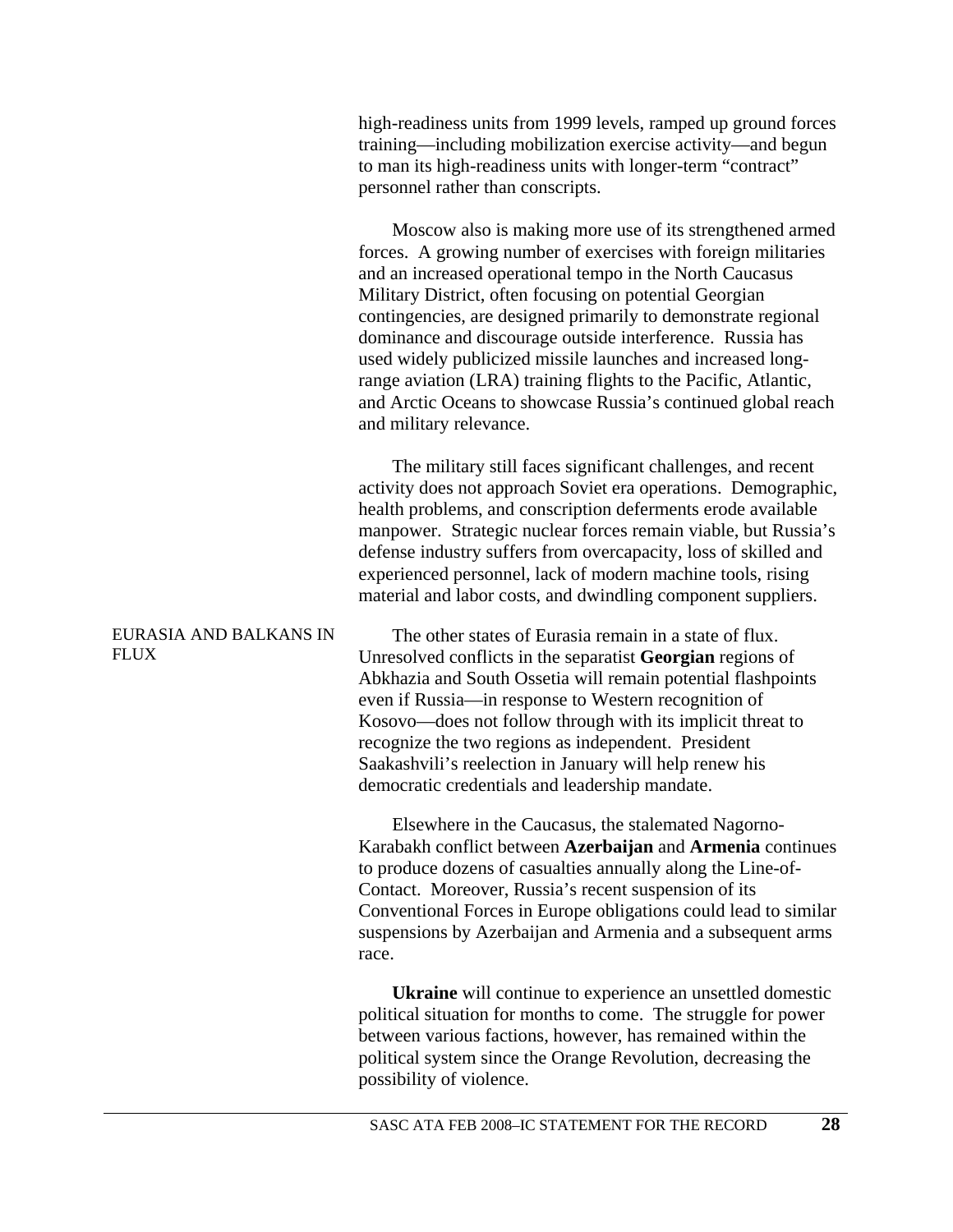high-readiness units from 1999 levels, ramped up ground forces training—including mobilization exercise activity—and begun to man its high-readiness units with longer-term "contract" personnel rather than conscripts.

Moscow also is making more use of its strengthened armed forces. A growing number of exercises with foreign militaries and an increased operational tempo in the North Caucasus Military District, often focusing on potential Georgian contingencies, are designed primarily to demonstrate regional dominance and discourage outside interference. Russia has used widely publicized missile launches and increased long-range aviation (LRA) training flights to the Pacific, Atlantic, and Arctic Oceans to showcase Russia's continued global reach and military relevance.

The military still faces significant challenges, and recent activity does not approach Soviet era operations. Demographic, health problems, and conscription deferments erode available manpower. Strategic nuclear forces remain viable, but Russia's defense industry suffers from overcapacity, loss of skilled and experienced personnel, lack of modern machine tools, rising material and labor costs, and dwindling component suppliers.

## EURASIA AND BALKANS IN FLUX

The other states of Eurasia remain in a state of flux. Unresolved conflicts in the separatist **Georgian** regions of Abkhazia and South Ossetia will remain potential flashpoints even if Russia—in response to Western recognition of Kosovo—does not follow through with its implicit threat to recognize the two regions as independent. President Saakashvili's reelection in January will help renew his democratic credentials and leadership mandate.

Elsewhere in the Caucasus, the stalemated Nagorno-Karabakh conflict between **Azerbaijan** and **Armenia** continues to produce dozens of casualties annually along the Line-of-Contact. Moreover, Russia's recent suspension of its Conventional Forces in Europe obligations could lead to similar suspensions by Azerbaijan and Armenia and a subsequent arms race.

**Ukraine** will continue to experience an unsettled domestic political situation for months to come. The struggle for power between various factions, however, has remained within the political system since the Orange Revolution, decreasing the possibility of violence.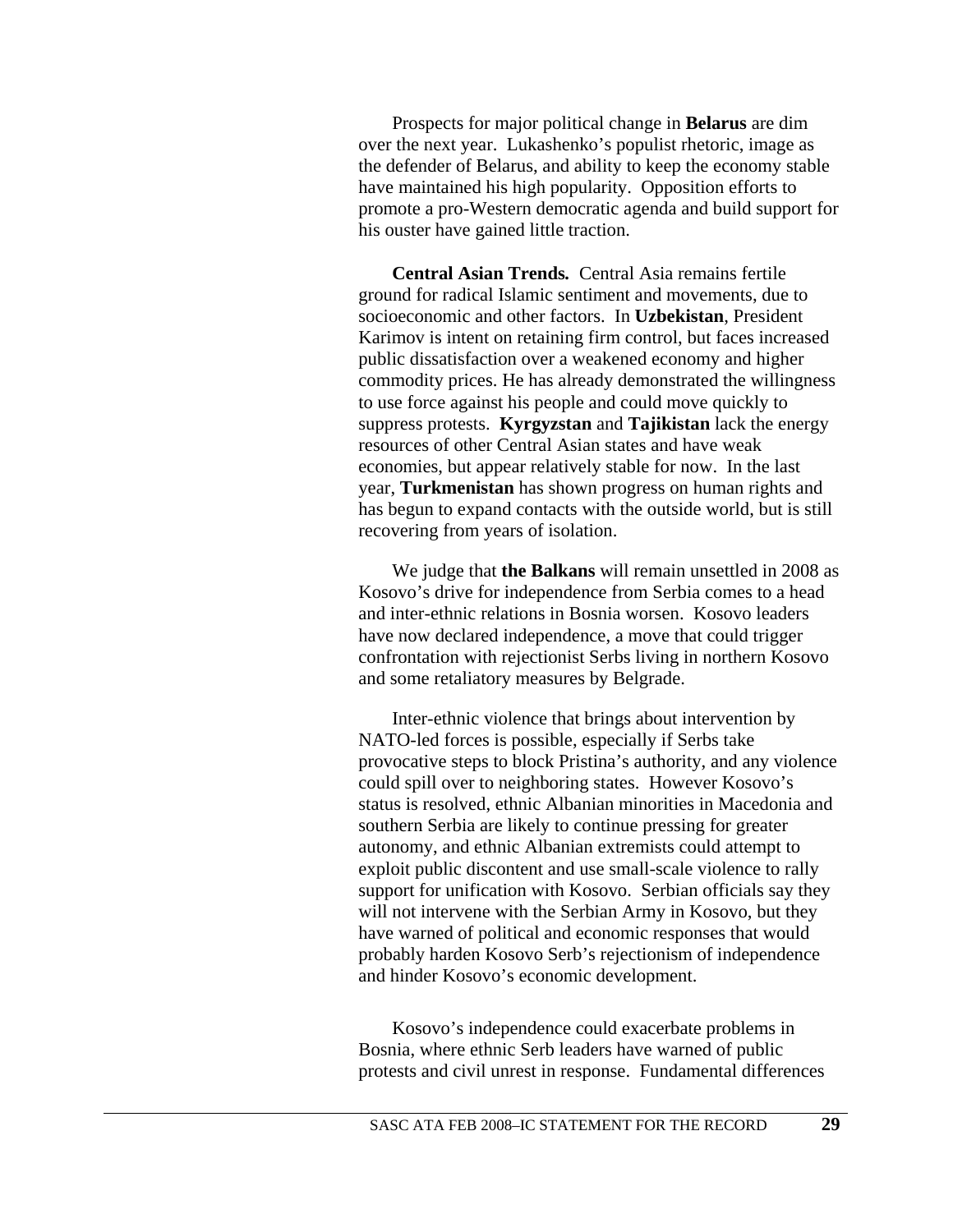Prospects for major political change in **Belarus** are dim over the next year. Lukashenko's populist rhetoric, image as the defender of Belarus, and ability to keep the economy stable have maintained his high popularity. Opposition efforts to promote a pro-Western democratic agenda and build support for his ouster have gained little traction.

**Central Asian Trends.** Central Asia remains fertile ground for radical Islamic sentiment and movements, due to socioeconomic and other factors. In **Uzbekistan**, President Karimov is intent on retaining firm control, but faces increased public dissatisfaction over a weakened economy and higher commodity prices. He has already demonstrated the willingness to use force against his people and could move quickly to suppress protests. **Kyrgyzstan** and **Tajikistan** lack the energy resources of other Central Asian states and have weak economies, but appear relatively stable for now. In the last year, **Turkmenistan** has shown progress on human rights and has begun to expand contacts with the outside world, but is still recovering from years of isolation.

We judge that **the Balkans** will remain unsettled in 2008 as Kosovo's drive for independence from Serbia comes to a head and inter-ethnic relations in Bosnia worsen. Kosovo leaders have now declared independence, a move that could trigger confrontation with rejectionist Serbs living in northern Kosovo and some retaliatory measures by Belgrade.

Inter-ethnic violence that brings about intervention by NATO-led forces is possible, especially if Serbs take provocative steps to block Pristina's authority, and any violence could spill over to neighboring states. However Kosovo's status is resolved, ethnic Albanian minorities in Macedonia and southern Serbia are likely to continue pressing for greater autonomy, and ethnic Albanian extremists could attempt to exploit public discontent and use small-scale violence to rally support for unification with Kosovo. Serbian officials say they will not intervene with the Serbian Army in Kosovo, but they have warned of political and economic responses that would probably harden Kosovo Serb's rejectionism of independence and hinder Kosovo's economic development.

Kosovo's independence could exacerbate problems in Bosnia, where ethnic Serb leaders have warned of public protests and civil unrest in response. Fundamental differences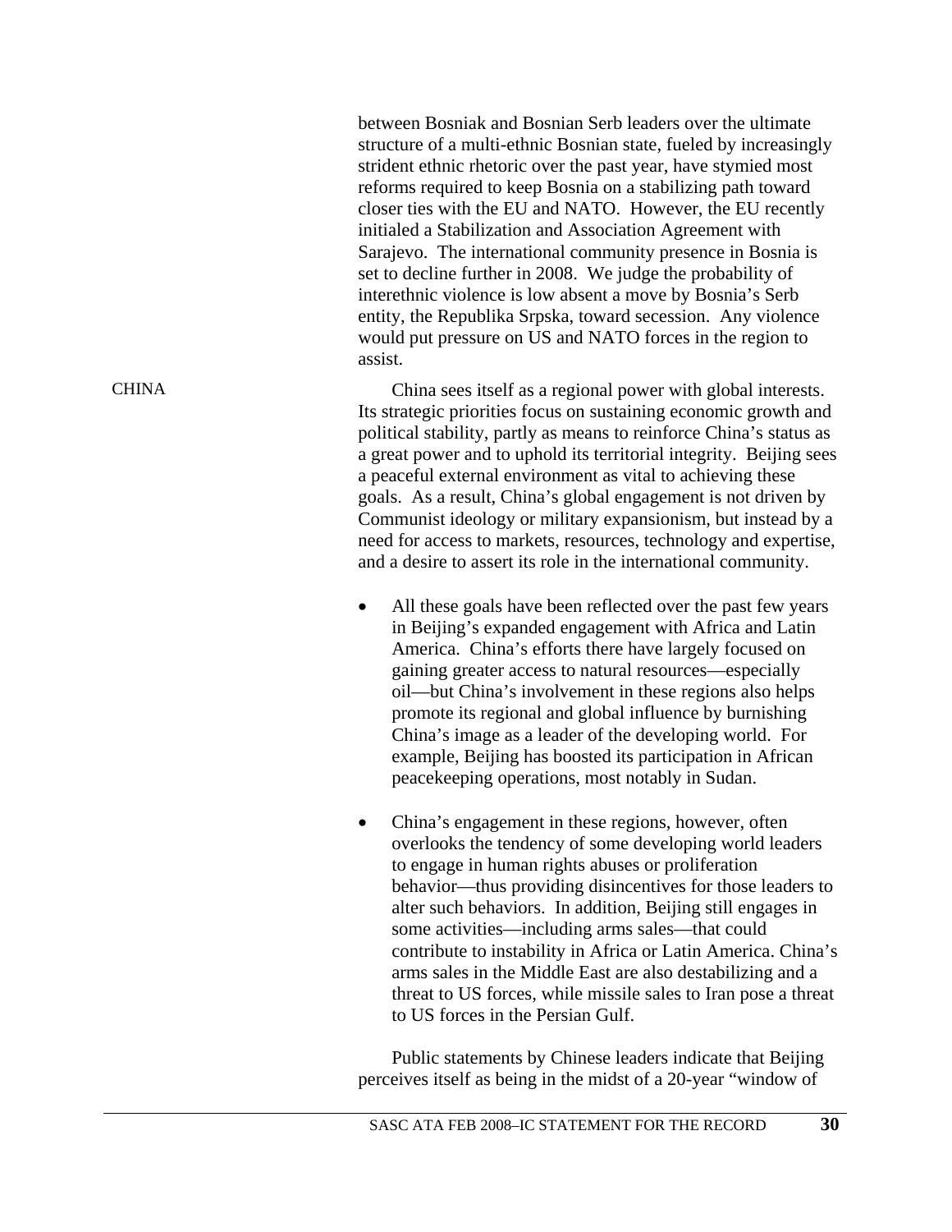between Bosniak and Bosnian Serb leaders over the ultimate structure of a multi-ethnic Bosnian state, fueled by increasingly strident ethnic rhetoric over the past year, have stymied most reforms required to keep Bosnia on a stabilizing path toward closer ties with the EU and NATO. However, the EU recently initialed a Stabilization and Association Agreement with Sarajevo. The international community presence in Bosnia is set to decline further in 2008. We judge the probability of interethnic violence is low absent a move by Bosnia's Serb entity, the Republika Srpska, toward secession. Any violence would put pressure on US and NATO forces in the region to assist.

## CHINA

China sees itself as a regional power with global interests. Its strategic priorities focus on sustaining economic growth and political stability, partly as means to reinforce China's status as a great power and to uphold its territorial integrity. Beijing sees a peaceful external environment as vital to achieving these goals. As a result, China's global engagement is not driven by Communist ideology or military expansionism, but instead by a need for access to markets, resources, technology and expertise, and a desire to assert its role in the international community.

- All these goals have been reflected over the past few years in Beijing's expanded engagement with Africa and Latin America. China's efforts there have largely focused on gaining greater access to natural resources—especially oil—but China's involvement in these regions also helps promote its regional and global influence by burnishing China's image as a leader of the developing world. For example, Beijing has boosted its participation in African peacekeeping operations, most notably in Sudan.

- China's engagement in these regions, however, often overlooks the tendency of some developing world leaders to engage in human rights abuses or proliferation behavior—thus providing disincentives for those leaders to alter such behaviors. In addition, Beijing still engages in some activities—including arms sales—that could contribute to instability in Africa or Latin America. China's arms sales in the Middle East are also destabilizing and a threat to US forces, while missile sales to Iran pose a threat to US forces in the Persian Gulf.

Public statements by Chinese leaders indicate that Beijing perceives itself as being in the midst of a 20-year "window of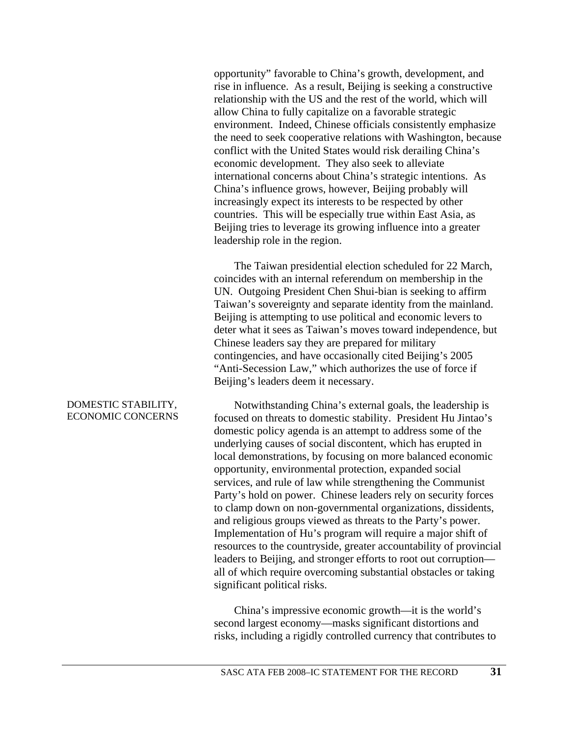opportunity" favorable to China's growth, development, and rise in influence. As a result, Beijing is seeking a constructive relationship with the US and the rest of the world, which will allow China to fully capitalize on a favorable strategic environment. Indeed, Chinese officials consistently emphasize the need to seek cooperative relations with Washington, because conflict with the United States would risk derailing China's economic development. They also seek to alleviate international concerns about China's strategic intentions. As China's influence grows, however, Beijing probably will increasingly expect its interests to be respected by other countries. This will be especially true within East Asia, as Beijing tries to leverage its growing influence into a greater leadership role in the region.

The Taiwan presidential election scheduled for 22 March, coincides with an internal referendum on membership in the UN. Outgoing President Chen Shui-bian is seeking to affirm Taiwan's sovereignty and separate identity from the mainland. Beijing is attempting to use political and economic levers to deter what it sees as Taiwan's moves toward independence, but Chinese leaders say they are prepared for military contingencies, and have occasionally cited Beijing's 2005 "Anti-Secession Law," which authorizes the use of force if Beijing's leaders deem it necessary.

### DOMESTIC STABILITY, ECONOMIC CONCERNS

Notwithstanding China's external goals, the leadership is focused on threats to domestic stability. President Hu Jintao's domestic policy agenda is an attempt to address some of the underlying causes of social discontent, which has erupted in local demonstrations, by focusing on more balanced economic opportunity, environmental protection, expanded social services, and rule of law while strengthening the Communist Party's hold on power. Chinese leaders rely on security forces to clamp down on non-governmental organizations, dissidents, and religious groups viewed as threats to the Party's power. Implementation of Hu's program will require a major shift of resources to the countryside, greater accountability of provincial leaders to Beijing, and stronger efforts to root out corruption—all of which require overcoming substantial obstacles or taking significant political risks.

China's impressive economic growth—it is the world's second largest economy—masks significant distortions and risks, including a rigidly controlled currency that contributes to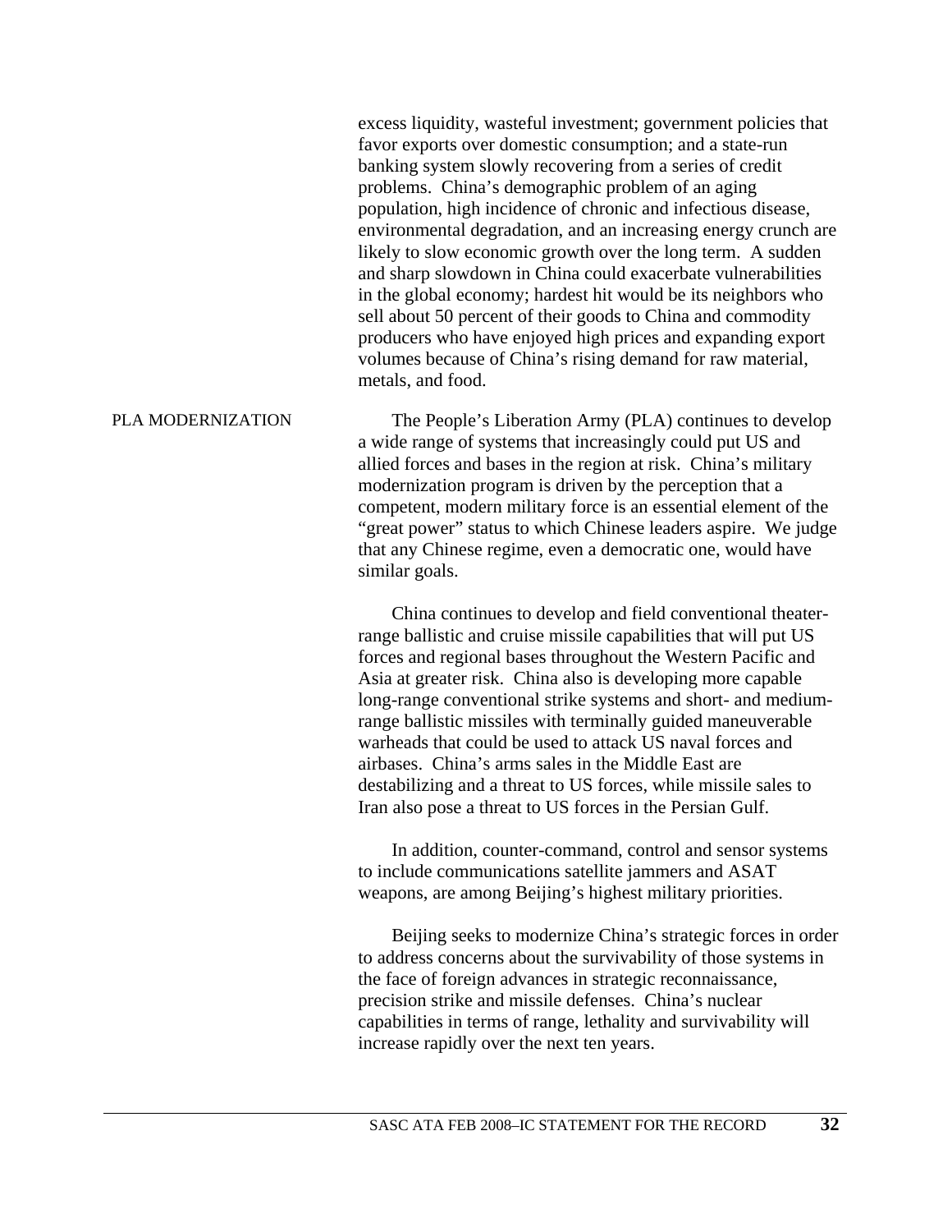excess liquidity, wasteful investment; government policies that favor exports over domestic consumption; and a state-run banking system slowly recovering from a series of credit problems. China's demographic problem of an aging population, high incidence of chronic and infectious disease, environmental degradation, and an increasing energy crunch are likely to slow economic growth over the long term. A sudden and sharp slowdown in China could exacerbate vulnerabilities in the global economy; hardest hit would be its neighbors who sell about 50 percent of their goods to China and commodity producers who have enjoyed high prices and expanding export volumes because of China's rising demand for raw material, metals, and food.

## PLA MODERNIZATION

The People's Liberation Army (PLA) continues to develop a wide range of systems that increasingly could put US and allied forces and bases in the region at risk. China's military modernization program is driven by the perception that a competent, modern military force is an essential element of the "great power" status to which Chinese leaders aspire. We judge that any Chinese regime, even a democratic one, would have similar goals.

China continues to develop and field conventional theater-range ballistic and cruise missile capabilities that will put US forces and regional bases throughout the Western Pacific and Asia at greater risk. China also is developing more capable long-range conventional strike systems and short- and medium-range ballistic missiles with terminally guided maneuverable warheads that could be used to attack US naval forces and airbases. China's arms sales in the Middle East are destabilizing and a threat to US forces, while missile sales to Iran also pose a threat to US forces in the Persian Gulf.

In addition, counter-command, control and sensor systems to include communications satellite jammers and ASAT weapons, are among Beijing's highest military priorities.

Beijing seeks to modernize China's strategic forces in order to address concerns about the survivability of those systems in the face of foreign advances in strategic reconnaissance, precision strike and missile defenses. China's nuclear capabilities in terms of range, lethality and survivability will increase rapidly over the next ten years.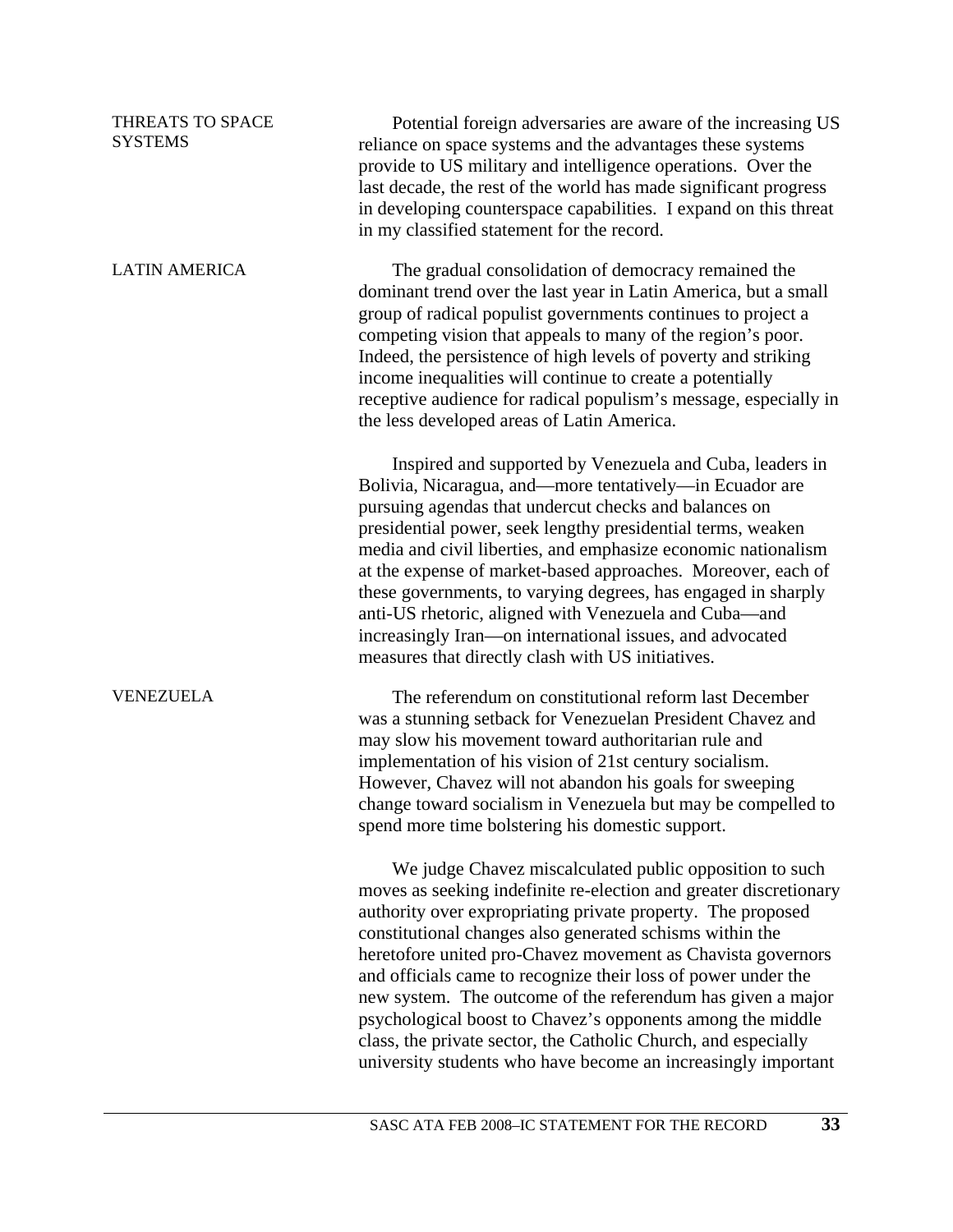## THREATS TO SPACE SYSTEMS

Potential foreign adversaries are aware of the increasing US reliance on space systems and the advantages these systems provide to US military and intelligence operations. Over the last decade, the rest of the world has made significant progress in developing counterspace capabilities. I expand on this threat in my classified statement for the record.

## LATIN AMERICA

The gradual consolidation of democracy remained the dominant trend over the last year in Latin America, but a small group of radical populist governments continues to project a competing vision that appeals to many of the region's poor. Indeed, the persistence of high levels of poverty and striking income inequalities will continue to create a potentially receptive audience for radical populism's message, especially in the less developed areas of Latin America.

Inspired and supported by Venezuela and Cuba, leaders in Bolivia, Nicaragua, and—more tentatively—in Ecuador are pursuing agendas that undercut checks and balances on presidential power, seek lengthy presidential terms, weaken media and civil liberties, and emphasize economic nationalism at the expense of market-based approaches. Moreover, each of these governments, to varying degrees, has engaged in sharply anti-US rhetoric, aligned with Venezuela and Cuba—and increasingly Iran—on international issues, and advocated measures that directly clash with US initiatives.

## VENEZUELA

The referendum on constitutional reform last December was a stunning setback for Venezuelan President Chavez and may slow his movement toward authoritarian rule and implementation of his vision of 21st century socialism. However, Chavez will not abandon his goals for sweeping change toward socialism in Venezuela but may be compelled to spend more time bolstering his domestic support.

We judge Chavez miscalculated public opposition to such moves as seeking indefinite re-election and greater discretionary authority over expropriating private property. The proposed constitutional changes also generated schisms within the heretofore united pro-Chavez movement as Chavista governors and officials came to recognize their loss of power under the new system. The outcome of the referendum has given a major psychological boost to Chavez's opponents among the middle class, the private sector, the Catholic Church, and especially university students who have become an increasingly important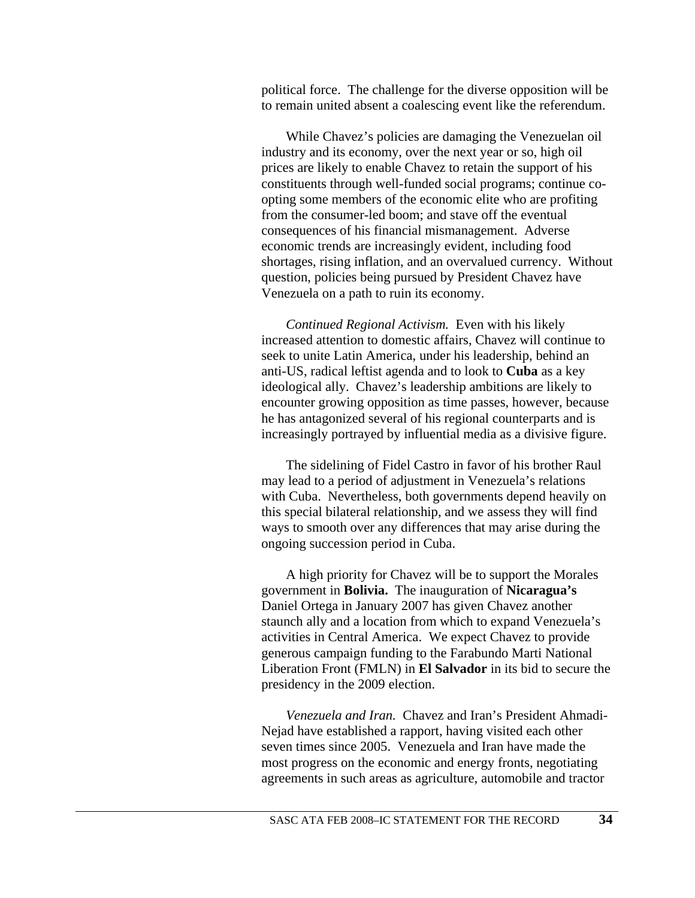political force. The challenge for the diverse opposition will be to remain united absent a coalescing event like the referendum.

While Chavez's policies are damaging the Venezuelan oil industry and its economy, over the next year or so, high oil prices are likely to enable Chavez to retain the support of his constituents through well-funded social programs; continue co-opting some members of the economic elite who are profiting from the consumer-led boom; and stave off the eventual consequences of his financial mismanagement. Adverse economic trends are increasingly evident, including food shortages, rising inflation, and an overvalued currency. Without question, policies being pursued by President Chavez have Venezuela on a path to ruin its economy.

*Continued Regional Activism.* Even with his likely increased attention to domestic affairs, Chavez will continue to seek to unite Latin America, under his leadership, behind an anti-US, radical leftist agenda and to look to **Cuba** as a key ideological ally. Chavez's leadership ambitions are likely to encounter growing opposition as time passes, however, because he has antagonized several of his regional counterparts and is increasingly portrayed by influential media as a divisive figure.

The sidelining of Fidel Castro in favor of his brother Raul may lead to a period of adjustment in Venezuela's relations with Cuba. Nevertheless, both governments depend heavily on this special bilateral relationship, and we assess they will find ways to smooth over any differences that may arise during the ongoing succession period in Cuba.

A high priority for Chavez will be to support the Morales government in **Bolivia.** The inauguration of **Nicaragua's** Daniel Ortega in January 2007 has given Chavez another staunch ally and a location from which to expand Venezuela's activities in Central America. We expect Chavez to provide generous campaign funding to the Farabundo Marti National Liberation Front (FMLN) in **El Salvador** in its bid to secure the presidency in the 2009 election.

*Venezuela and Iran.* Chavez and Iran's President Ahmadi-Nejad have established a rapport, having visited each other seven times since 2005. Venezuela and Iran have made the most progress on the economic and energy fronts, negotiating agreements in such areas as agriculture, automobile and tractor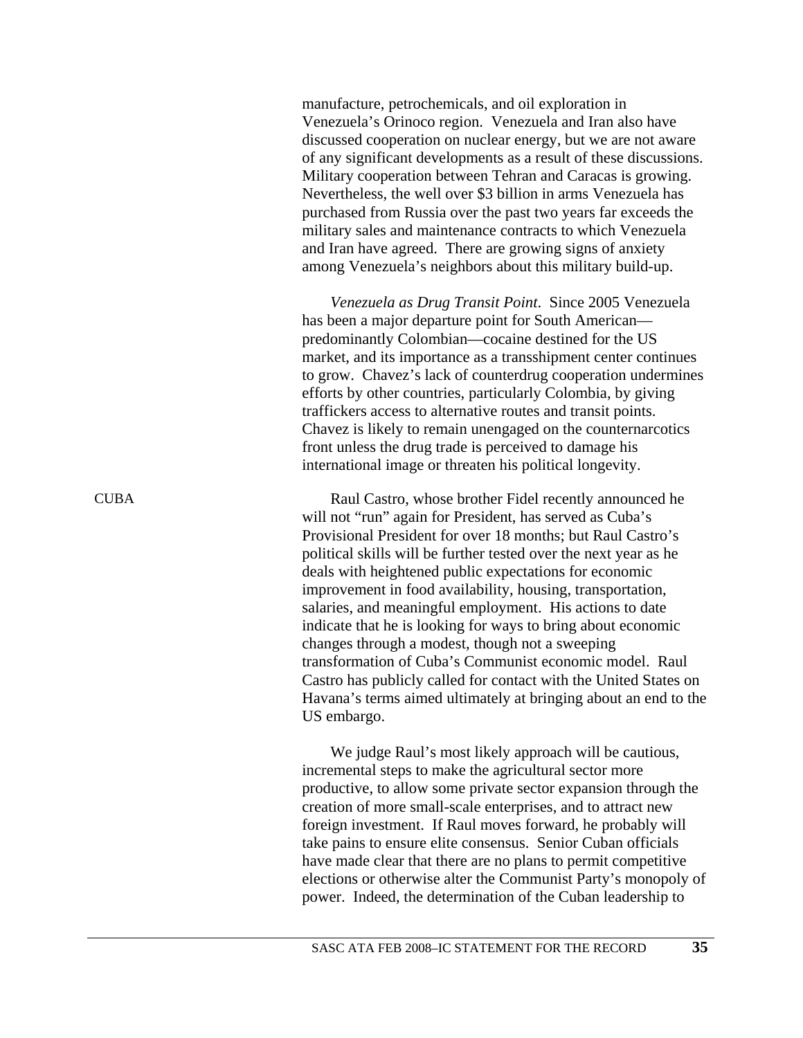manufacture, petrochemicals, and oil exploration in Venezuela's Orinoco region. Venezuela and Iran also have discussed cooperation on nuclear energy, but we are not aware of any significant developments as a result of these discussions. Military cooperation between Tehran and Caracas is growing. Nevertheless, the well over $3 billion in arms Venezuela has purchased from Russia over the past two years far exceeds the military sales and maintenance contracts to which Venezuela and Iran have agreed. There are growing signs of anxiety among Venezuela's neighbors about this military build-up.

*Venezuela as Drug Transit Point*. Since 2005 Venezuela has been a major departure point for South American—predominantly Colombian—cocaine destined for the US market, and its importance as a transshipment center continues to grow. Chavez's lack of counterdrug cooperation undermines efforts by other countries, particularly Colombia, by giving traffickers access to alternative routes and transit points. Chavez is likely to remain unengaged on the counternarcotics front unless the drug trade is perceived to damage his international image or threaten his political longevity.

## CUBA

Raul Castro, whose brother Fidel recently announced he will not "run" again for President, has served as Cuba's Provisional President for over 18 months; but Raul Castro's political skills will be further tested over the next year as he deals with heightened public expectations for economic improvement in food availability, housing, transportation, salaries, and meaningful employment. His actions to date indicate that he is looking for ways to bring about economic changes through a modest, though not a sweeping transformation of Cuba's Communist economic model. Raul Castro has publicly called for contact with the United States on Havana's terms aimed ultimately at bringing about an end to the US embargo.

We judge Raul's most likely approach will be cautious, incremental steps to make the agricultural sector more productive, to allow some private sector expansion through the creation of more small-scale enterprises, and to attract new foreign investment. If Raul moves forward, he probably will take pains to ensure elite consensus. Senior Cuban officials have made clear that there are no plans to permit competitive elections or otherwise alter the Communist Party's monopoly of power. Indeed, the determination of the Cuban leadership to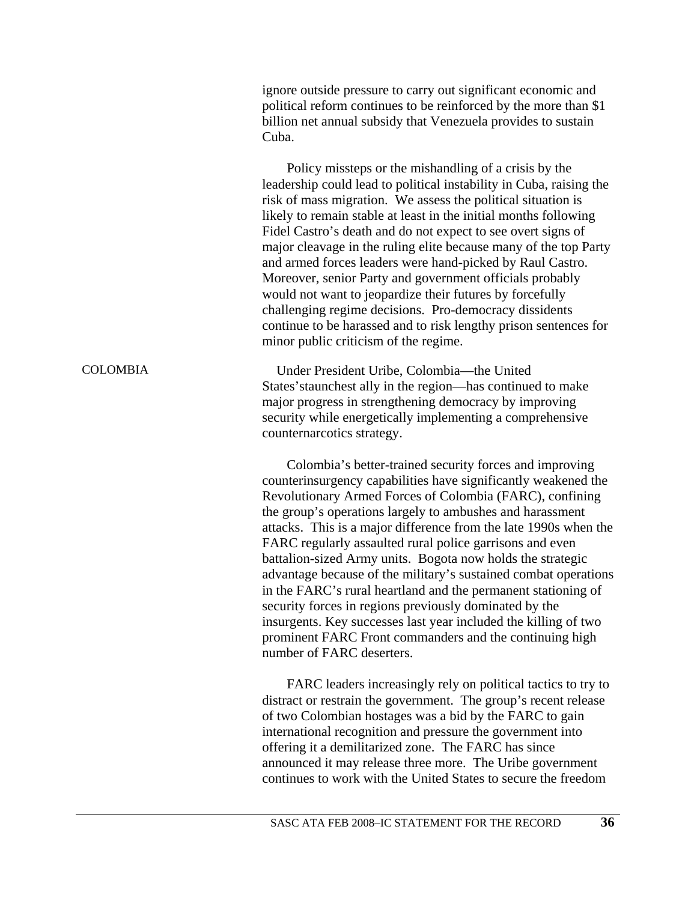ignore outside pressure to carry out significant economic and political reform continues to be reinforced by the more than $1 billion net annual subsidy that Venezuela provides to sustain Cuba.

Policy missteps or the mishandling of a crisis by the leadership could lead to political instability in Cuba, raising the risk of mass migration. We assess the political situation is likely to remain stable at least in the initial months following Fidel Castro's death and do not expect to see overt signs of major cleavage in the ruling elite because many of the top Party and armed forces leaders were hand-picked by Raul Castro. Moreover, senior Party and government officials probably would not want to jeopardize their futures by forcefully challenging regime decisions. Pro-democracy dissidents continue to be harassed and to risk lengthy prison sentences for minor public criticism of the regime.

## COLOMBIA

Under President Uribe, Colombia—the United States'staunchest ally in the region—has continued to make major progress in strengthening democracy by improving security while energetically implementing a comprehensive counternarcotics strategy.

Colombia's better-trained security forces and improving counterinsurgency capabilities have significantly weakened the Revolutionary Armed Forces of Colombia (FARC), confining the group's operations largely to ambushes and harassment attacks. This is a major difference from the late 1990s when the FARC regularly assaulted rural police garrisons and even battalion-sized Army units. Bogota now holds the strategic advantage because of the military's sustained combat operations in the FARC's rural heartland and the permanent stationing of security forces in regions previously dominated by the insurgents. Key successes last year included the killing of two prominent FARC Front commanders and the continuing high number of FARC deserters.

FARC leaders increasingly rely on political tactics to try to distract or restrain the government. The group's recent release of two Colombian hostages was a bid by the FARC to gain international recognition and pressure the government into offering it a demilitarized zone. The FARC has since announced it may release three more. The Uribe government continues to work with the United States to secure the freedom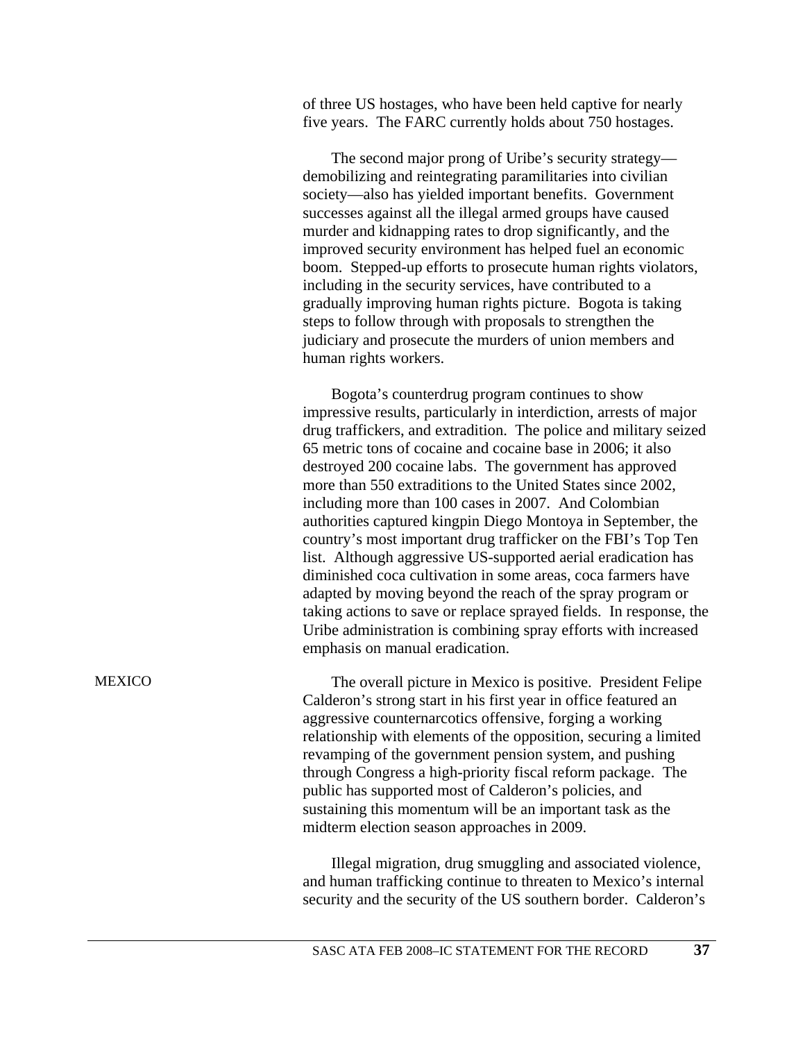of three US hostages, who have been held captive for nearly five years. The FARC currently holds about 750 hostages.

The second major prong of Uribe's security strategy—demobilizing and reintegrating paramilitaries into civilian society—also has yielded important benefits. Government successes against all the illegal armed groups have caused murder and kidnapping rates to drop significantly, and the improved security environment has helped fuel an economic boom. Stepped-up efforts to prosecute human rights violators, including in the security services, have contributed to a gradually improving human rights picture. Bogota is taking steps to follow through with proposals to strengthen the judiciary and prosecute the murders of union members and human rights workers.

Bogota's counterdrug program continues to show impressive results, particularly in interdiction, arrests of major drug traffickers, and extradition. The police and military seized 65 metric tons of cocaine and cocaine base in 2006; it also destroyed 200 cocaine labs. The government has approved more than 550 extraditions to the United States since 2002, including more than 100 cases in 2007. And Colombian authorities captured kingpin Diego Montoya in September, the country's most important drug trafficker on the FBI's Top Ten list. Although aggressive US-supported aerial eradication has diminished coca cultivation in some areas, coca farmers have adapted by moving beyond the reach of the spray program or taking actions to save or replace sprayed fields. In response, the Uribe administration is combining spray efforts with increased emphasis on manual eradication.

## MEXICO

The overall picture in Mexico is positive. President Felipe Calderon's strong start in his first year in office featured an aggressive counternarcotics offensive, forging a working relationship with elements of the opposition, securing a limited revamping of the government pension system, and pushing through Congress a high-priority fiscal reform package. The public has supported most of Calderon's policies, and sustaining this momentum will be an important task as the midterm election season approaches in 2009.

Illegal migration, drug smuggling and associated violence, and human trafficking continue to threaten to Mexico's internal security and the security of the US southern border. Calderon's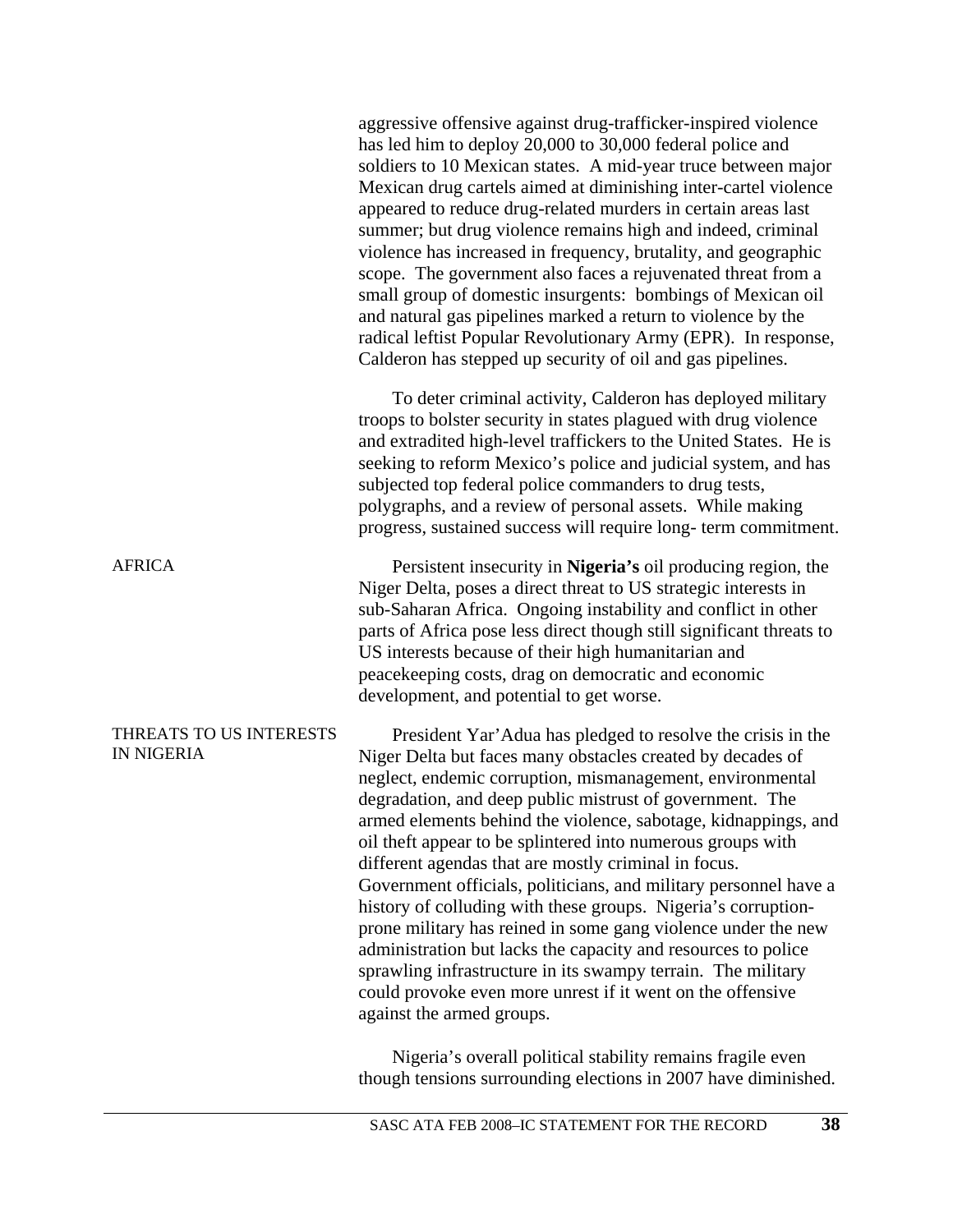aggressive offensive against drug-trafficker-inspired violence has led him to deploy 20,000 to 30,000 federal police and soldiers to 10 Mexican states. A mid-year truce between major Mexican drug cartels aimed at diminishing inter-cartel violence appeared to reduce drug-related murders in certain areas last summer; but drug violence remains high and indeed, criminal violence has increased in frequency, brutality, and geographic scope. The government also faces a rejuvenated threat from a small group of domestic insurgents: bombings of Mexican oil and natural gas pipelines marked a return to violence by the radical leftist Popular Revolutionary Army (EPR). In response, Calderon has stepped up security of oil and gas pipelines.

To deter criminal activity, Calderon has deployed military troops to bolster security in states plagued with drug violence and extradited high-level traffickers to the United States. He is seeking to reform Mexico's police and judicial system, and has subjected top federal police commanders to drug tests, polygraphs, and a review of personal assets. While making progress, sustained success will require long- term commitment.

## AFRICA

Persistent insecurity in **Nigeria's** oil producing region, the Niger Delta, poses a direct threat to US strategic interests in sub-Saharan Africa. Ongoing instability and conflict in other parts of Africa pose less direct though still significant threats to US interests because of their high humanitarian and peacekeeping costs, drag on democratic and economic development, and potential to get worse.

### THREATS TO US INTERESTS IN NIGERIA

President Yar'Adua has pledged to resolve the crisis in the Niger Delta but faces many obstacles created by decades of neglect, endemic corruption, mismanagement, environmental degradation, and deep public mistrust of government. The armed elements behind the violence, sabotage, kidnappings, and oil theft appear to be splintered into numerous groups with different agendas that are mostly criminal in focus. Government officials, politicians, and military personnel have a history of colluding with these groups. Nigeria's corruption-prone military has reined in some gang violence under the new administration but lacks the capacity and resources to police sprawling infrastructure in its swampy terrain. The military could provoke even more unrest if it went on the offensive against the armed groups.

Nigeria's overall political stability remains fragile even though tensions surrounding elections in 2007 have diminished.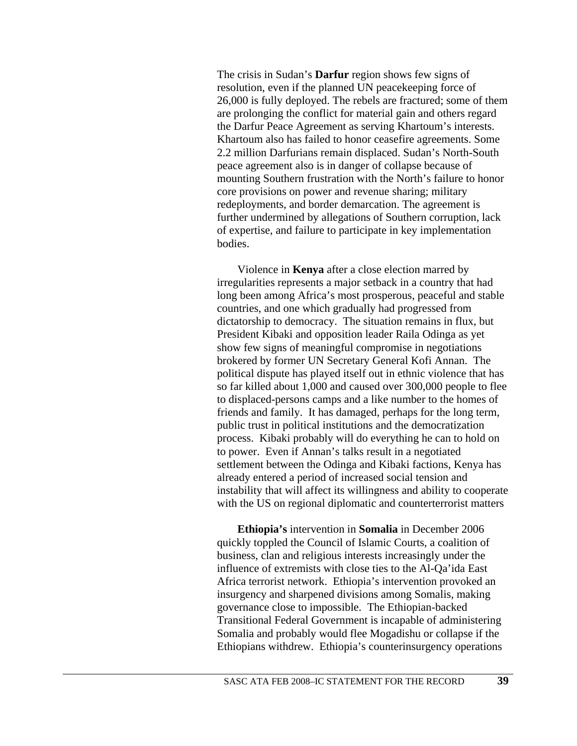The crisis in Sudan's **Darfur** region shows few signs of resolution, even if the planned UN peacekeeping force of 26,000 is fully deployed. The rebels are fractured; some of them are prolonging the conflict for material gain and others regard the Darfur Peace Agreement as serving Khartoum's interests. Khartoum also has failed to honor ceasefire agreements. Some 2.2 million Darfurians remain displaced. Sudan's North-South peace agreement also is in danger of collapse because of mounting Southern frustration with the North's failure to honor core provisions on power and revenue sharing; military redeployments, and border demarcation. The agreement is further undermined by allegations of Southern corruption, lack of expertise, and failure to participate in key implementation bodies.

Violence in **Kenya** after a close election marred by irregularities represents a major setback in a country that had long been among Africa's most prosperous, peaceful and stable countries, and one which gradually had progressed from dictatorship to democracy. The situation remains in flux, but President Kibaki and opposition leader Raila Odinga as yet show few signs of meaningful compromise in negotiations brokered by former UN Secretary General Kofi Annan. The political dispute has played itself out in ethnic violence that has so far killed about 1,000 and caused over 300,000 people to flee to displaced-persons camps and a like number to the homes of friends and family. It has damaged, perhaps for the long term, public trust in political institutions and the democratization process. Kibaki probably will do everything he can to hold on to power. Even if Annan's talks result in a negotiated settlement between the Odinga and Kibaki factions, Kenya has already entered a period of increased social tension and instability that will affect its willingness and ability to cooperate with the US on regional diplomatic and counterterrorist matters

**Ethiopia's** intervention in **Somalia** in December 2006 quickly toppled the Council of Islamic Courts, a coalition of business, clan and religious interests increasingly under the influence of extremists with close ties to the Al-Qa'ida East Africa terrorist network. Ethiopia's intervention provoked an insurgency and sharpened divisions among Somalis, making governance close to impossible. The Ethiopian-backed Transitional Federal Government is incapable of administering Somalia and probably would flee Mogadishu or collapse if the Ethiopians withdrew. Ethiopia's counterinsurgency operations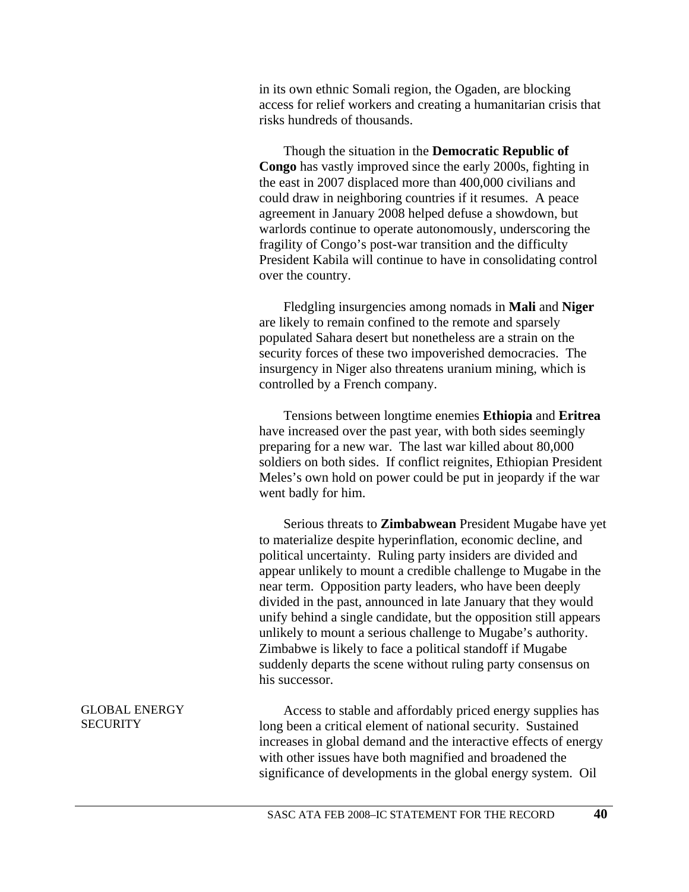in its own ethnic Somali region, the Ogaden, are blocking access for relief workers and creating a humanitarian crisis that risks hundreds of thousands.

Though the situation in the **Democratic Republic of Congo** has vastly improved since the early 2000s, fighting in the east in 2007 displaced more than 400,000 civilians and could draw in neighboring countries if it resumes. A peace agreement in January 2008 helped defuse a showdown, but warlords continue to operate autonomously, underscoring the fragility of Congo's post-war transition and the difficulty President Kabila will continue to have in consolidating control over the country.

Fledgling insurgencies among nomads in **Mali** and **Niger** are likely to remain confined to the remote and sparsely populated Sahara desert but nonetheless are a strain on the security forces of these two impoverished democracies. The insurgency in Niger also threatens uranium mining, which is controlled by a French company.

Tensions between longtime enemies **Ethiopia** and **Eritrea** have increased over the past year, with both sides seemingly preparing for a new war. The last war killed about 80,000 soldiers on both sides. If conflict reignites, Ethiopian President Meles's own hold on power could be put in jeopardy if the war went badly for him.

Serious threats to **Zimbabwean** President Mugabe have yet to materialize despite hyperinflation, economic decline, and political uncertainty. Ruling party insiders are divided and appear unlikely to mount a credible challenge to Mugabe in the near term. Opposition party leaders, who have been deeply divided in the past, announced in late January that they would unify behind a single candidate, but the opposition still appears unlikely to mount a serious challenge to Mugabe's authority. Zimbabwe is likely to face a political standoff if Mugabe suddenly departs the scene without ruling party consensus on his successor.

## GLOBAL ENERGY SECURITY

Access to stable and affordably priced energy supplies has long been a critical element of national security. Sustained increases in global demand and the interactive effects of energy with other issues have both magnified and broadened the significance of developments in the global energy system. Oil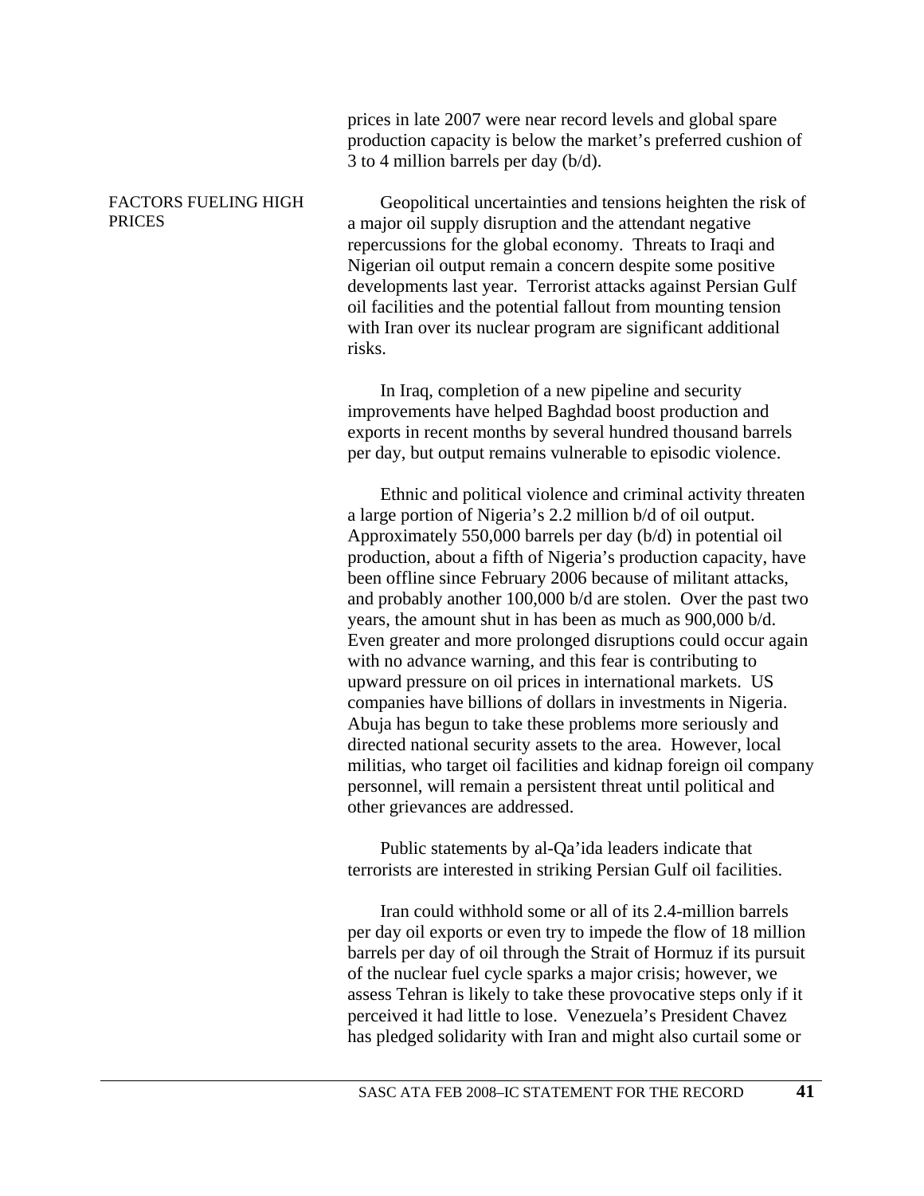prices in late 2007 were near record levels and global spare production capacity is below the market's preferred cushion of 3 to 4 million barrels per day (b/d).

## FACTORS FUELING HIGH PRICES

Geopolitical uncertainties and tensions heighten the risk of a major oil supply disruption and the attendant negative repercussions for the global economy. Threats to Iraqi and Nigerian oil output remain a concern despite some positive developments last year. Terrorist attacks against Persian Gulf oil facilities and the potential fallout from mounting tension with Iran over its nuclear program are significant additional risks.

In Iraq, completion of a new pipeline and security improvements have helped Baghdad boost production and exports in recent months by several hundred thousand barrels per day, but output remains vulnerable to episodic violence.

Ethnic and political violence and criminal activity threaten a large portion of Nigeria's 2.2 million b/d of oil output. Approximately 550,000 barrels per day (b/d) in potential oil production, about a fifth of Nigeria's production capacity, have been offline since February 2006 because of militant attacks, and probably another 100,000 b/d are stolen. Over the past two years, the amount shut in has been as much as 900,000 b/d. Even greater and more prolonged disruptions could occur again with no advance warning, and this fear is contributing to upward pressure on oil prices in international markets. US companies have billions of dollars in investments in Nigeria. Abuja has begun to take these problems more seriously and directed national security assets to the area. However, local militias, who target oil facilities and kidnap foreign oil company personnel, will remain a persistent threat until political and other grievances are addressed.

Public statements by al-Qa'ida leaders indicate that terrorists are interested in striking Persian Gulf oil facilities.

Iran could withhold some or all of its 2.4-million barrels per day oil exports or even try to impede the flow of 18 million barrels per day of oil through the Strait of Hormuz if its pursuit of the nuclear fuel cycle sparks a major crisis; however, we assess Tehran is likely to take these provocative steps only if it perceived it had little to lose. Venezuela's President Chavez has pledged solidarity with Iran and might also curtail some or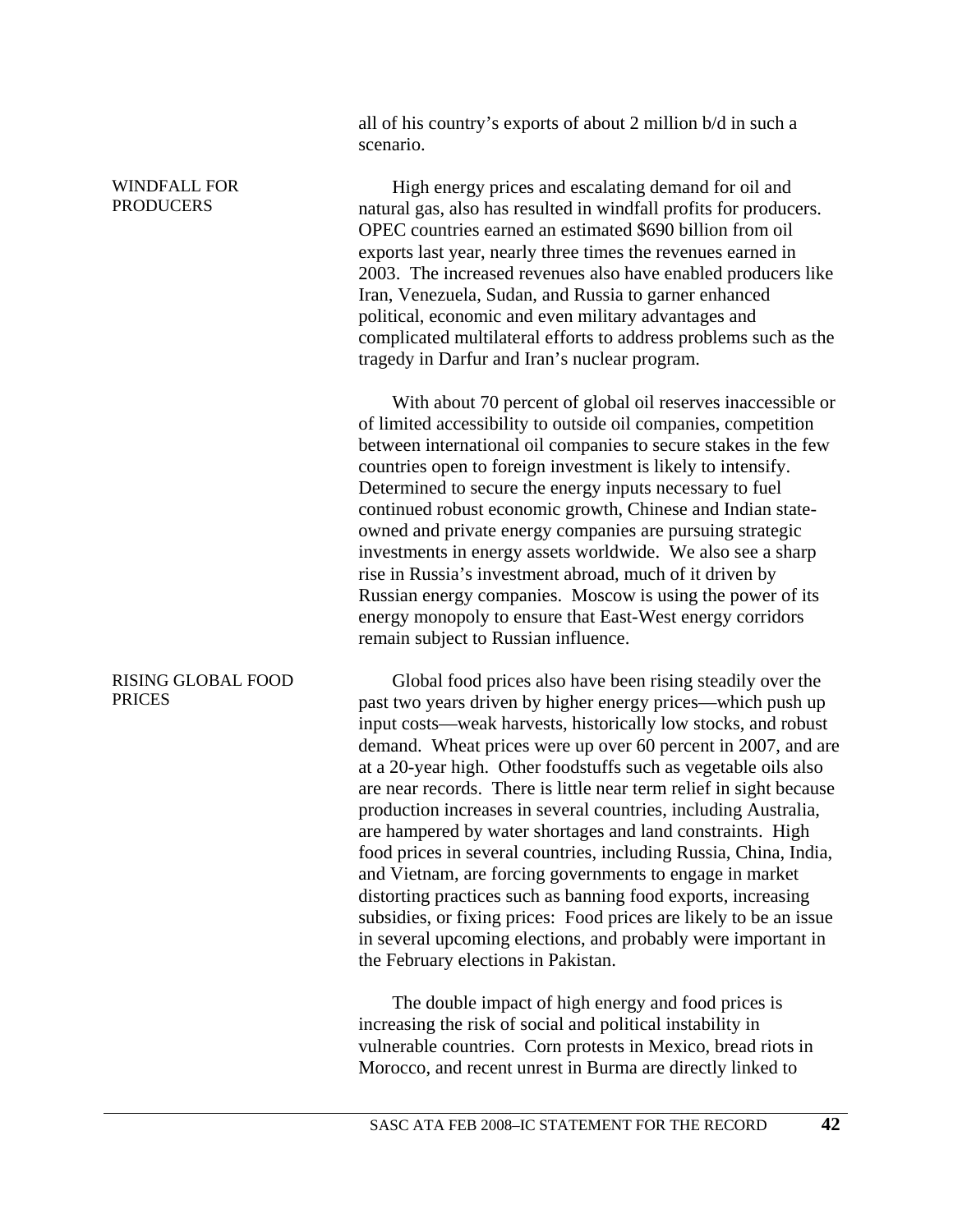all of his country's exports of about 2 million b/d in such a scenario.

### WINDFALL FOR PRODUCERS

High energy prices and escalating demand for oil and natural gas, also has resulted in windfall profits for producers. OPEC countries earned an estimated $690 billion from oil exports last year, nearly three times the revenues earned in 2003. The increased revenues also have enabled producers like Iran, Venezuela, Sudan, and Russia to garner enhanced political, economic and even military advantages and complicated multilateral efforts to address problems such as the tragedy in Darfur and Iran's nuclear program.

With about 70 percent of global oil reserves inaccessible or of limited accessibility to outside oil companies, competition between international oil companies to secure stakes in the few countries open to foreign investment is likely to intensify. Determined to secure the energy inputs necessary to fuel continued robust economic growth, Chinese and Indian state-owned and private energy companies are pursuing strategic investments in energy assets worldwide. We also see a sharp rise in Russia's investment abroad, much of it driven by Russian energy companies. Moscow is using the power of its energy monopoly to ensure that East-West energy corridors remain subject to Russian influence.

### RISING GLOBAL FOOD PRICES

Global food prices also have been rising steadily over the past two years driven by higher energy prices—which push up input costs—weak harvests, historically low stocks, and robust demand. Wheat prices were up over 60 percent in 2007, and are at a 20-year high. Other foodstuffs such as vegetable oils also are near records. There is little near term relief in sight because production increases in several countries, including Australia, are hampered by water shortages and land constraints. High food prices in several countries, including Russia, China, India, and Vietnam, are forcing governments to engage in market distorting practices such as banning food exports, increasing subsidies, or fixing prices: Food prices are likely to be an issue in several upcoming elections, and probably were important in the February elections in Pakistan.

The double impact of high energy and food prices is increasing the risk of social and political instability in vulnerable countries. Corn protests in Mexico, bread riots in Morocco, and recent unrest in Burma are directly linked to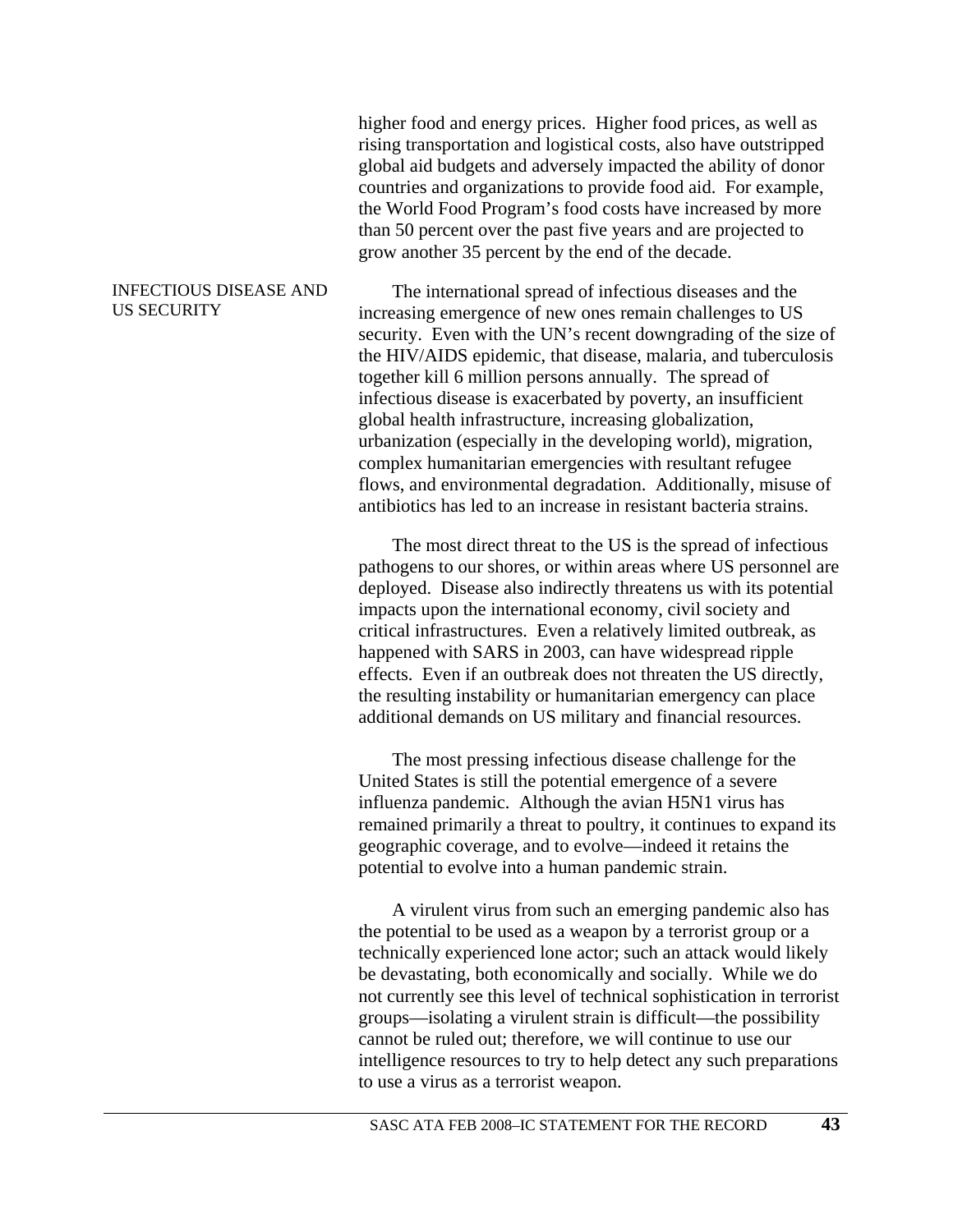higher food and energy prices. Higher food prices, as well as rising transportation and logistical costs, also have outstripped global aid budgets and adversely impacted the ability of donor countries and organizations to provide food aid. For example, the World Food Program's food costs have increased by more than 50 percent over the past five years and are projected to grow another 35 percent by the end of the decade.

## INFECTIOUS DISEASE AND US SECURITY

The international spread of infectious diseases and the increasing emergence of new ones remain challenges to US security. Even with the UN's recent downgrading of the size of the HIV/AIDS epidemic, that disease, malaria, and tuberculosis together kill 6 million persons annually. The spread of infectious disease is exacerbated by poverty, an insufficient global health infrastructure, increasing globalization, urbanization (especially in the developing world), migration, complex humanitarian emergencies with resultant refugee flows, and environmental degradation. Additionally, misuse of antibiotics has led to an increase in resistant bacteria strains.

The most direct threat to the US is the spread of infectious pathogens to our shores, or within areas where US personnel are deployed. Disease also indirectly threatens us with its potential impacts upon the international economy, civil society and critical infrastructures. Even a relatively limited outbreak, as happened with SARS in 2003, can have widespread ripple effects. Even if an outbreak does not threaten the US directly, the resulting instability or humanitarian emergency can place additional demands on US military and financial resources.

The most pressing infectious disease challenge for the United States is still the potential emergence of a severe influenza pandemic. Although the avian H5N1 virus has remained primarily a threat to poultry, it continues to expand its geographic coverage, and to evolve—indeed it retains the potential to evolve into a human pandemic strain.

A virulent virus from such an emerging pandemic also has the potential to be used as a weapon by a terrorist group or a technically experienced lone actor; such an attack would likely be devastating, both economically and socially. While we do not currently see this level of technical sophistication in terrorist groups—isolating a virulent strain is difficult—the possibility cannot be ruled out; therefore, we will continue to use our intelligence resources to try to help detect any such preparations to use a virus as a terrorist weapon.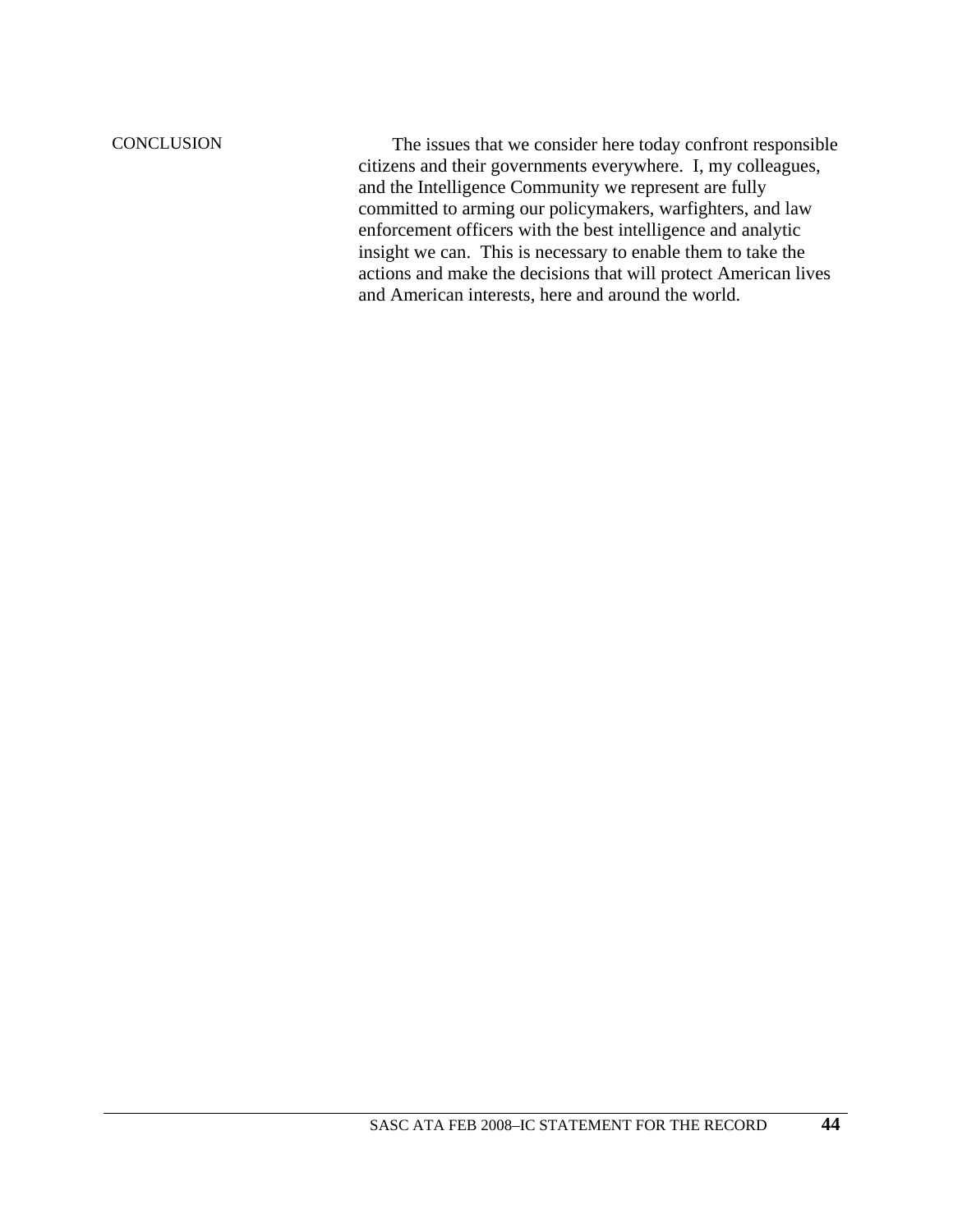## CONCLUSION

The issues that we consider here today confront responsible citizens and their governments everywhere. I, my colleagues, and the Intelligence Community we represent are fully committed to arming our policymakers, warfighters, and law enforcement officers with the best intelligence and analytic insight we can. This is necessary to enable them to take the actions and make the decisions that will protect American lives and American interests, here and around the world.